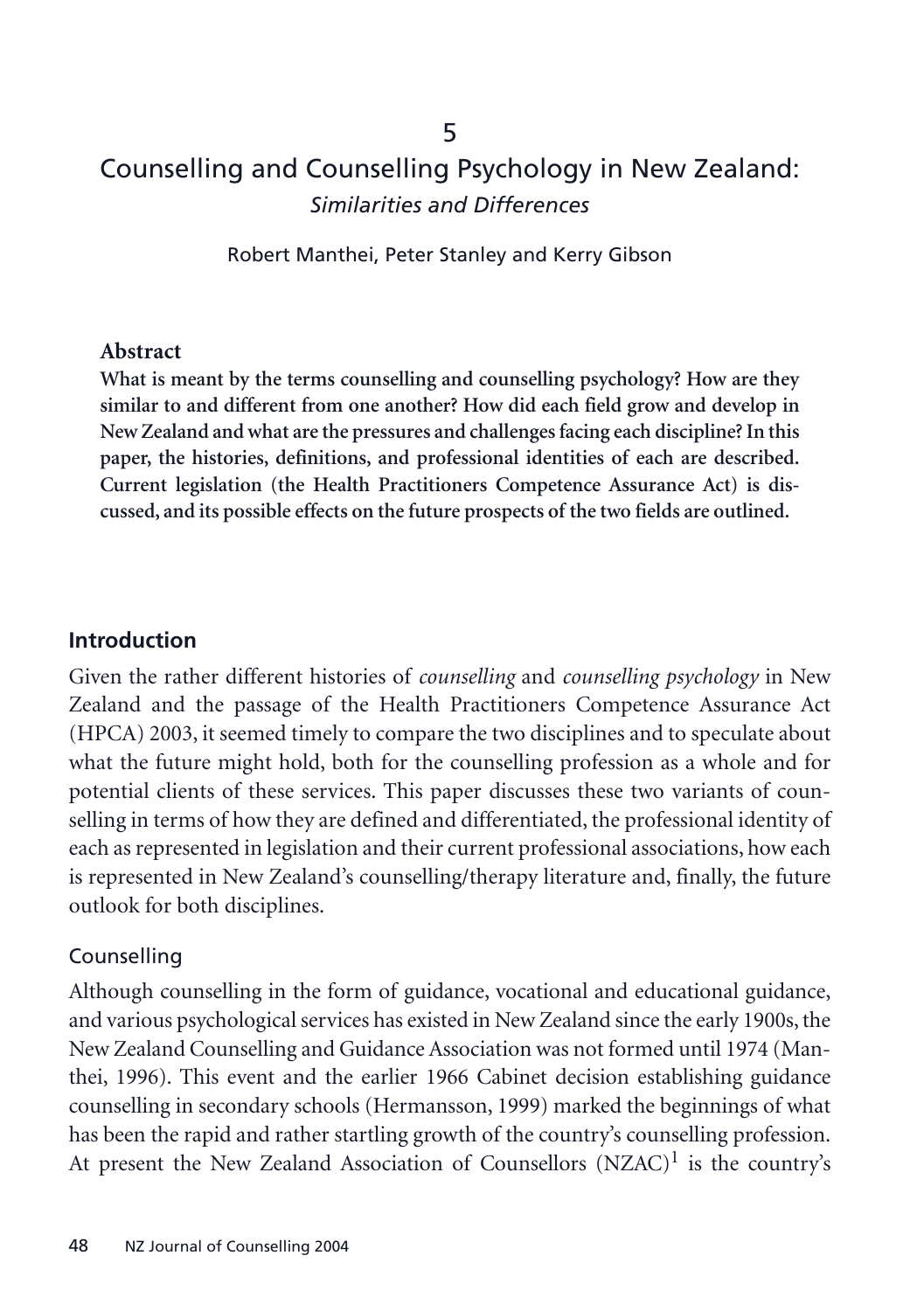5

# Counselling and Counselling Psychology in New Zealand: *Similarities and Differences*

Robert Manthei, Peter Stanley and Kerry Gibson

**Abstract**

**What is meant by the terms counselling and counselling psychology? How are they similar to and different from one another? How did each field grow and develop in New Zealand and what are the pressures and challenges facing each discipline? In this paper, the histories, definitions, and professional identities of each are described. Current legislation (the Health Practitioners Competence Assurance Act) is discussed, and its possible effects on the future prospects of the two fields are outlined.**

## Introduction

Given the rather different histories of *counselling* and *counselling psychology* in New Zealand and the passage of the Health Practitioners Competence Assurance Act (HPCA) 2003, it seemed timely to compare the two disciplines and to speculate about what the future might hold, both for the counselling profession as a whole and for potential clients of these services. This paper discusses these two variants of counselling in terms of how they are defined and differentiated, the professional identity of each as represented in legislation and their current professional associations, how each is represented in New Zealand's counselling/therapy literature and, finally, the future outlook for both disciplines.

### Counselling

Although counselling in the form of guidance, vocational and educational guidance, and various psychological services has existed in New Zealand since the early 1900s, the New Zealand Counselling and Guidance Association was not formed until 1974 (Manthei, 1996). This event and the earlier 1966 Cabinet decision establishing guidance counselling in secondary schools (Hermansson, 1999) marked the beginnings of what has been the rapid and rather startling growth of the country's counselling profession. At present the New Zealand Association of Counsellors (NZAC)[1] is the country's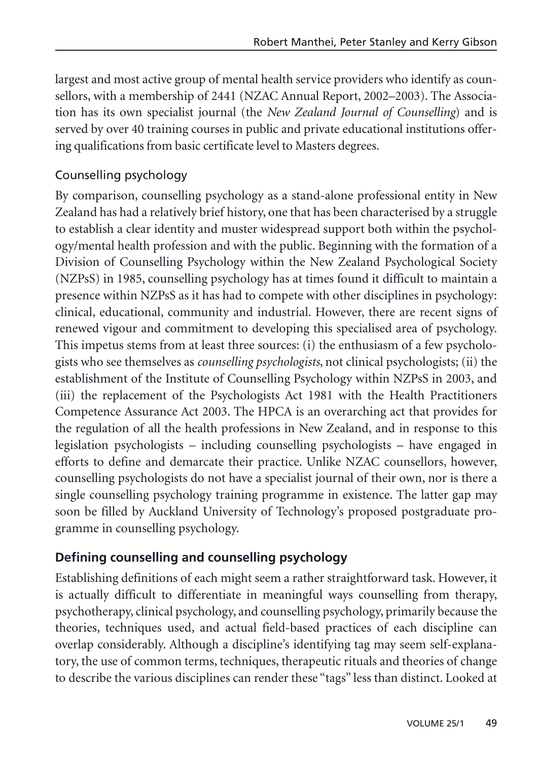largest and most active group of mental health service providers who identify as counsellors, with a membership of 2441 (NZAC Annual Report, 2002–2003). The Association has its own specialist journal (the *New Zealand Journal of Counselling*) and is served by over 40 training courses in public and private educational institutions offering qualifications from basic certificate level to Masters degrees.

### Counselling psychology

By comparison, counselling psychology as a stand-alone professional entity in New Zealand has had a relatively brief history, one that has been characterised by a struggle to establish a clear identity and muster widespread support both within the psychology/mental health profession and with the public. Beginning with the formation of a Division of Counselling Psychology within the New Zealand Psychological Society (NZPsS) in 1985, counselling psychology has at times found it difficult to maintain a presence within NZPsS as it has had to compete with other disciplines in psychology: clinical, educational, community and industrial. However, there are recent signs of renewed vigour and commitment to developing this specialised area of psychology. This impetus stems from at least three sources: (i) the enthusiasm of a few psychologists who see themselves as *counselling psychologists*, not clinical psychologists; (ii) the establishment of the Institute of Counselling Psychology within NZPsS in 2003, and (iii) the replacement of the Psychologists Act 1981 with the Health Practitioners Competence Assurance Act 2003. The HPCA is an overarching act that provides for the regulation of all the health professions in New Zealand, and in response to this legislation psychologists – including counselling psychologists – have engaged in efforts to define and demarcate their practice. Unlike NZAC counsellors, however, counselling psychologists do not have a specialist journal of their own, nor is there a single counselling psychology training programme in existence. The latter gap may soon be filled by Auckland University of Technology's proposed postgraduate programme in counselling psychology.

## Defining counselling and counselling psychology

Establishing definitions of each might seem a rather straightforward task. However, it is actually difficult to differentiate in meaningful ways counselling from therapy, psychotherapy, clinical psychology, and counselling psychology, primarily because the theories, techniques used, and actual field-based practices of each discipline can overlap considerably. Although a discipline's identifying tag may seem self-explanatory, the use of common terms, techniques, therapeutic rituals and theories of change to describe the various disciplines can render these "tags" less than distinct. Looked at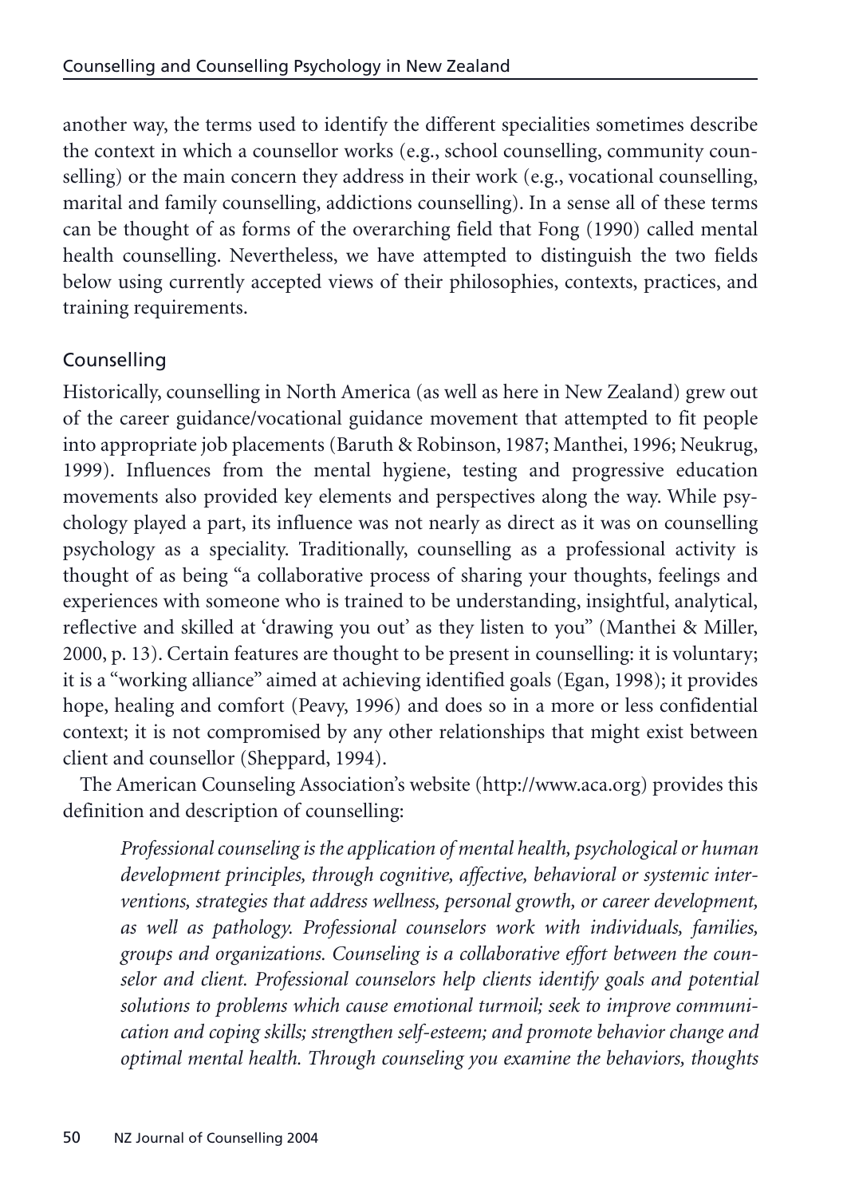another way, the terms used to identify the different specialities sometimes describe the context in which a counsellor works (e.g., school counselling, community counselling) or the main concern they address in their work (e.g., vocational counselling, marital and family counselling, addictions counselling). In a sense all of these terms can be thought of as forms of the overarching field that Fong (1990) called mental health counselling. Nevertheless, we have attempted to distinguish the two fields below using currently accepted views of their philosophies, contexts, practices, and training requirements.

## Counselling

Historically, counselling in North America (as well as here in New Zealand) grew out of the career guidance/vocational guidance movement that attempted to fit people into appropriate job placements (Baruth & Robinson, 1987; Manthei, 1996; Neukrug, 1999). Influences from the mental hygiene, testing and progressive education movements also provided key elements and perspectives along the way. While psychology played a part, its influence was not nearly as direct as it was on counselling psychology as a speciality. Traditionally, counselling as a professional activity is thought of as being "a collaborative process of sharing your thoughts, feelings and experiences with someone who is trained to be understanding, insightful, analytical, reflective and skilled at 'drawing you out' as they listen to you" (Manthei & Miller, 2000, p. 13). Certain features are thought to be present in counselling: it is voluntary; it is a "working alliance" aimed at achieving identified goals (Egan, 1998); it provides hope, healing and comfort (Peavy, 1996) and does so in a more or less confidential context; it is not compromised by any other relationships that might exist between client and counsellor (Sheppard, 1994).

The American Counseling Association's website (http://www.aca.org) provides this definition and description of counselling:

> *Professional counseling is the application of mental health, psychological or human development principles, through cognitive, affective, behavioral or systemic interventions, strategies that address wellness, personal growth, or career development, as well as pathology. Professional counselors work with individuals, families, groups and organizations. Counseling is a collaborative effort between the counselor and client. Professional counselors help clients identify goals and potential solutions to problems which cause emotional turmoil; seek to improve communication and coping skills; strengthen self-esteem; and promote behavior change and optimal mental health. Through counseling you examine the behaviors, thoughts*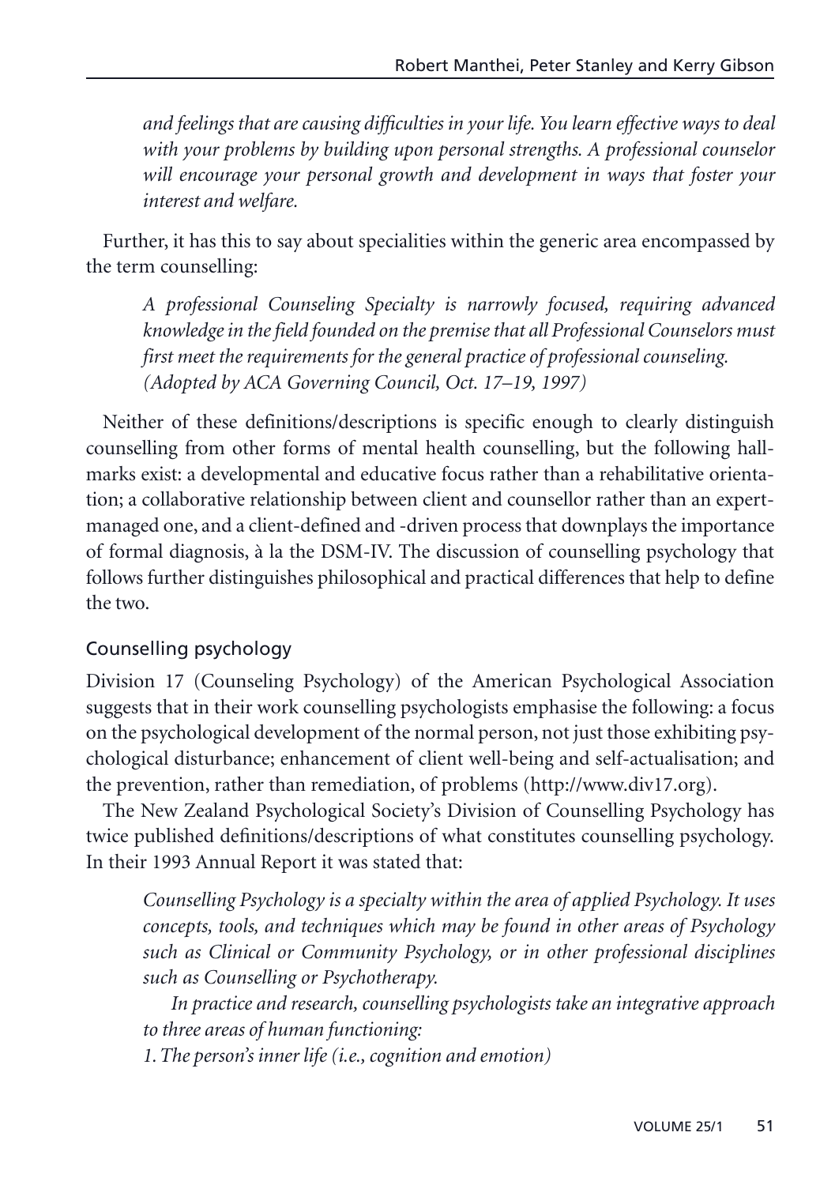*and feelings that are causing difficulties in your life. You learn effective ways to deal with your problems by building upon personal strengths. A professional counselor will encourage your personal growth and development in ways that foster your interest and welfare.*

Further, it has this to say about specialities within the generic area encompassed by the term counselling:

> *A professional Counseling Specialty is narrowly focused, requiring advanced knowledge in the field founded on the premise that all Professional Counselors must first meet the requirements for the general practice of professional counseling. (Adopted by ACA Governing Council, Oct. 17–19, 1997)*

Neither of these definitions/descriptions is specific enough to clearly distinguish counselling from other forms of mental health counselling, but the following hallmarks exist: a developmental and educative focus rather than a rehabilitative orientation; a collaborative relationship between client and counsellor rather than an expert-managed one, and a client-defined and -driven process that downplays the importance of formal diagnosis, à la the DSM-IV. The discussion of counselling psychology that follows further distinguishes philosophical and practical differences that help to define the two.

### Counselling psychology

Division 17 (Counseling Psychology) of the American Psychological Association suggests that in their work counselling psychologists emphasise the following: a focus on the psychological development of the normal person, not just those exhibiting psychological disturbance; enhancement of client well-being and self-actualisation; and the prevention, rather than remediation, of problems (http://www.div17.org).

The New Zealand Psychological Society's Division of Counselling Psychology has twice published definitions/descriptions of what constitutes counselling psychology. In their 1993 Annual Report it was stated that:

> *Counselling Psychology is a specialty within the area of applied Psychology. It uses concepts, tools, and techniques which may be found in other areas of Psychology such as Clinical or Community Psychology, or in other professional disciplines such as Counselling or Psychotherapy.*
>
> *In practice and research, counselling psychologists take an integrative approach to three areas of human functioning:*
>
> *1. The person's inner life (i.e., cognition and emotion)*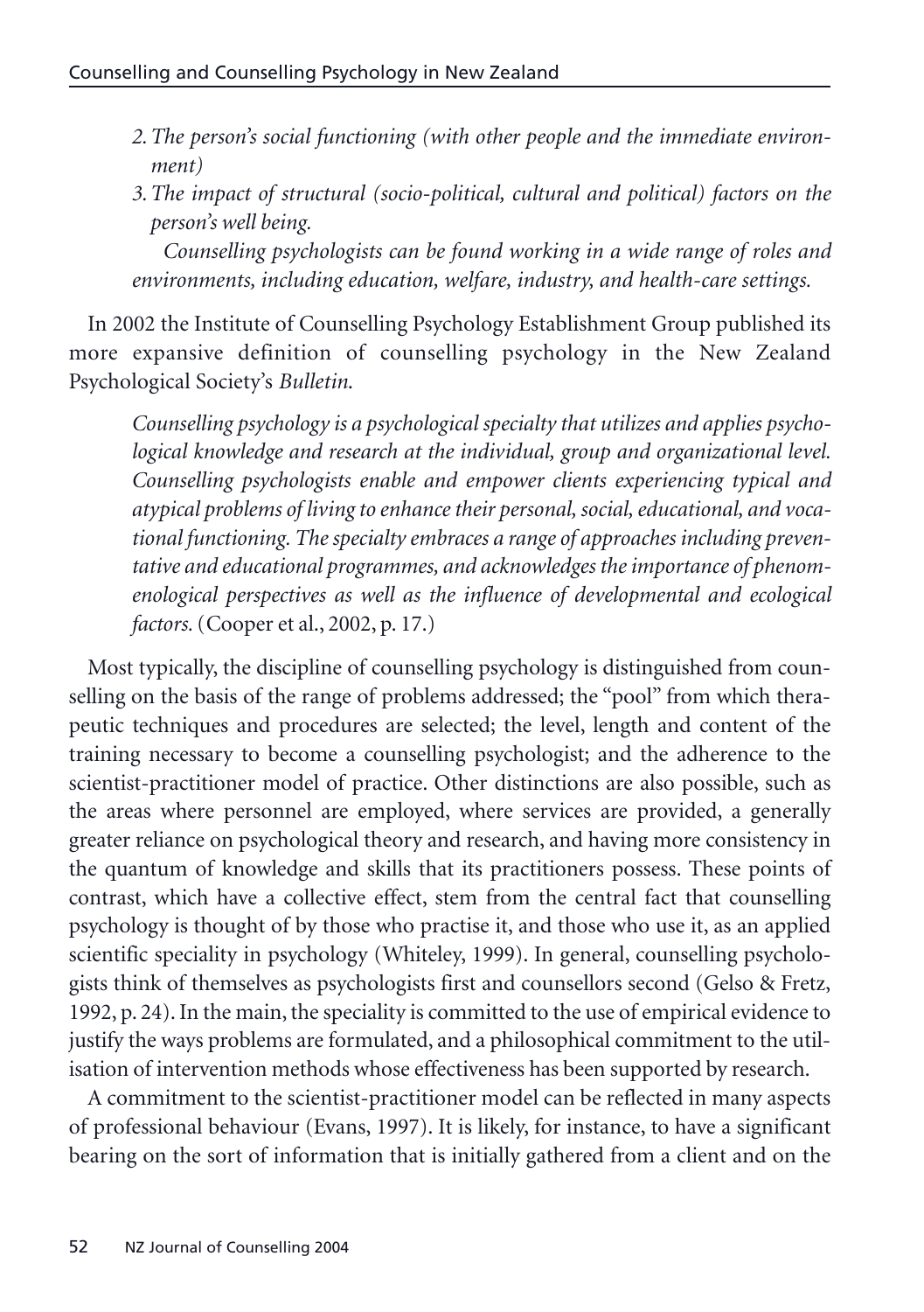*2. The person's social functioning (with other people and the immediate environment)*

*3. The impact of structural (socio-political, cultural and political) factors on the person's well being.*

*Counselling psychologists can be found working in a wide range of roles and environments, including education, welfare, industry, and health-care settings.*

In 2002 the Institute of Counselling Psychology Establishment Group published its more expansive definition of counselling psychology in the New Zealand Psychological Society's *Bulletin*.

> *Counselling psychology is a psychological specialty that utilizes and applies psychological knowledge and research at the individual, group and organizational level. Counselling psychologists enable and empower clients experiencing typical and atypical problems of living to enhance their personal, social, educational, and vocational functioning. The specialty embraces a range of approaches including preventative and educational programmes, and acknowledges the importance of phenomenological perspectives as well as the influence of developmental and ecological factors.* (Cooper et al., 2002, p. 17.)

Most typically, the discipline of counselling psychology is distinguished from counselling on the basis of the range of problems addressed; the "pool" from which therapeutic techniques and procedures are selected; the level, length and content of the training necessary to become a counselling psychologist; and the adherence to the scientist-practitioner model of practice. Other distinctions are also possible, such as the areas where personnel are employed, where services are provided, a generally greater reliance on psychological theory and research, and having more consistency in the quantum of knowledge and skills that its practitioners possess. These points of contrast, which have a collective effect, stem from the central fact that counselling psychology is thought of by those who practise it, and those who use it, as an applied scientific speciality in psychology (Whiteley, 1999). In general, counselling psychologists think of themselves as psychologists first and counsellors second (Gelso & Fretz, 1992, p. 24). In the main, the speciality is committed to the use of empirical evidence to justify the ways problems are formulated, and a philosophical commitment to the utilisation of intervention methods whose effectiveness has been supported by research.

A commitment to the scientist-practitioner model can be reflected in many aspects of professional behaviour (Evans, 1997). It is likely, for instance, to have a significant bearing on the sort of information that is initially gathered from a client and on the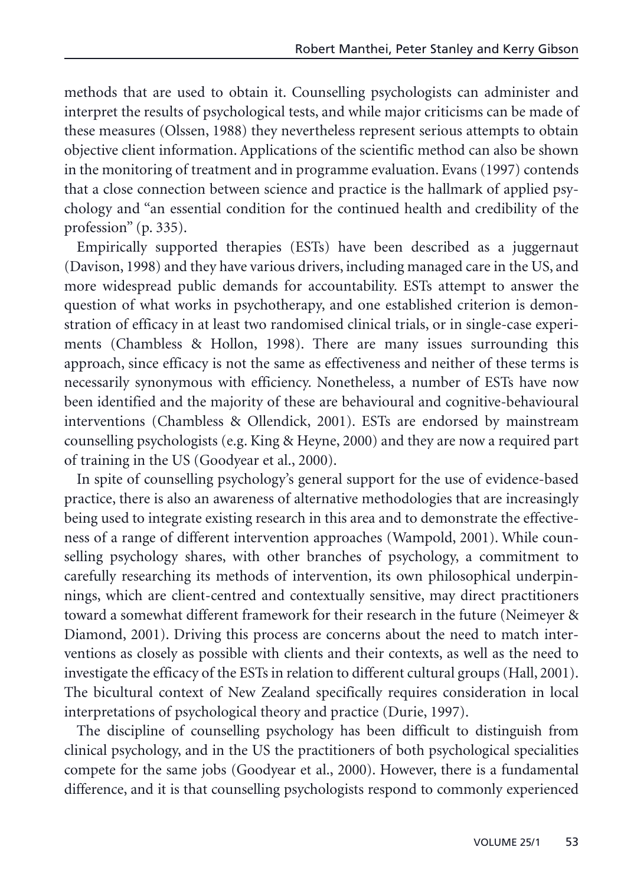methods that are used to obtain it. Counselling psychologists can administer and interpret the results of psychological tests, and while major criticisms can be made of these measures (Olssen, 1988) they nevertheless represent serious attempts to obtain objective client information. Applications of the scientific method can also be shown in the monitoring of treatment and in programme evaluation. Evans (1997) contends that a close connection between science and practice is the hallmark of applied psychology and "an essential condition for the continued health and credibility of the profession" (p. 335).

Empirically supported therapies (ESTs) have been described as a juggernaut (Davison, 1998) and they have various drivers, including managed care in the US, and more widespread public demands for accountability. ESTs attempt to answer the question of what works in psychotherapy, and one established criterion is demonstration of efficacy in at least two randomised clinical trials, or in single-case experiments (Chambless & Hollon, 1998). There are many issues surrounding this approach, since efficacy is not the same as effectiveness and neither of these terms is necessarily synonymous with efficiency. Nonetheless, a number of ESTs have now been identified and the majority of these are behavioural and cognitive-behavioural interventions (Chambless & Ollendick, 2001). ESTs are endorsed by mainstream counselling psychologists (e.g. King & Heyne, 2000) and they are now a required part of training in the US (Goodyear et al., 2000).

In spite of counselling psychology's general support for the use of evidence-based practice, there is also an awareness of alternative methodologies that are increasingly being used to integrate existing research in this area and to demonstrate the effectiveness of a range of different intervention approaches (Wampold, 2001). While counselling psychology shares, with other branches of psychology, a commitment to carefully researching its methods of intervention, its own philosophical underpinnings, which are client-centred and contextually sensitive, may direct practitioners toward a somewhat different framework for their research in the future (Neimeyer & Diamond, 2001). Driving this process are concerns about the need to match interventions as closely as possible with clients and their contexts, as well as the need to investigate the efficacy of the ESTs in relation to different cultural groups (Hall, 2001). The bicultural context of New Zealand specifically requires consideration in local interpretations of psychological theory and practice (Durie, 1997).

The discipline of counselling psychology has been difficult to distinguish from clinical psychology, and in the US the practitioners of both psychological specialities compete for the same jobs (Goodyear et al., 2000). However, there is a fundamental difference, and it is that counselling psychologists respond to commonly experienced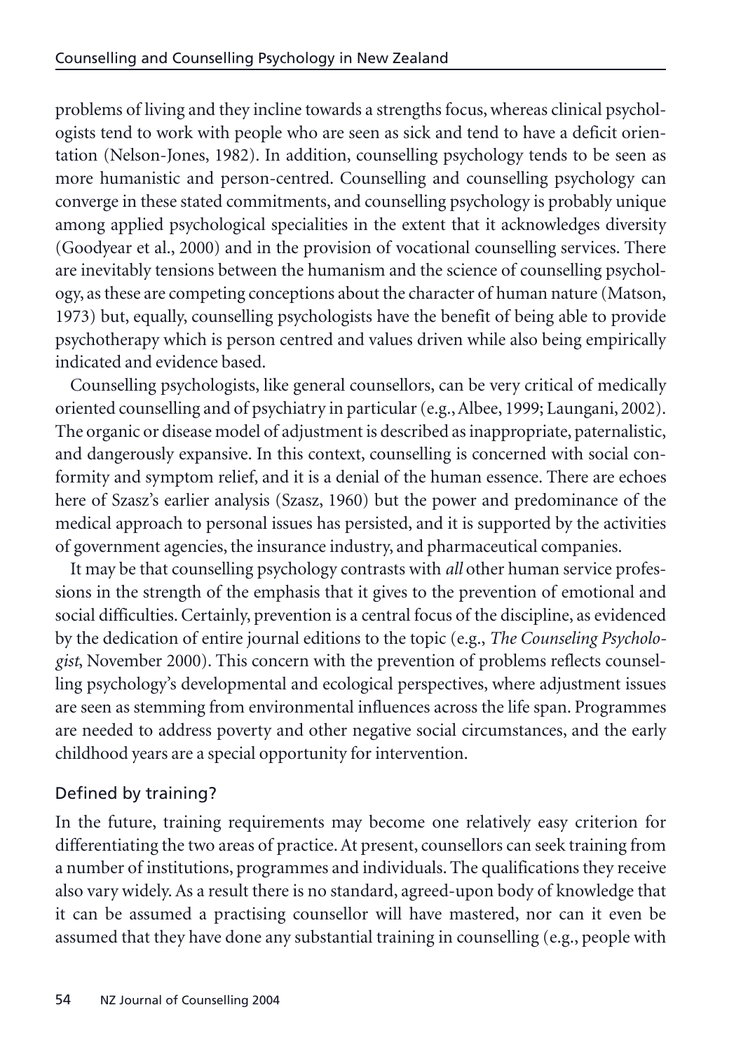problems of living and they incline towards a strengths focus, whereas clinical psychologists tend to work with people who are seen as sick and tend to have a deficit orientation (Nelson-Jones, 1982). In addition, counselling psychology tends to be seen as more humanistic and person-centred. Counselling and counselling psychology can converge in these stated commitments, and counselling psychology is probably unique among applied psychological specialities in the extent that it acknowledges diversity (Goodyear et al., 2000) and in the provision of vocational counselling services. There are inevitably tensions between the humanism and the science of counselling psychology, as these are competing conceptions about the character of human nature (Matson, 1973) but, equally, counselling psychologists have the benefit of being able to provide psychotherapy which is person centred and values driven while also being empirically indicated and evidence based.

Counselling psychologists, like general counsellors, can be very critical of medically oriented counselling and of psychiatry in particular (e.g., Albee, 1999; Laungani, 2002). The organic or disease model of adjustment is described as inappropriate, paternalistic, and dangerously expansive. In this context, counselling is concerned with social conformity and symptom relief, and it is a denial of the human essence. There are echoes here of Szasz's earlier analysis (Szasz, 1960) but the power and predominance of the medical approach to personal issues has persisted, and it is supported by the activities of government agencies, the insurance industry, and pharmaceutical companies.

It may be that counselling psychology contrasts with *all* other human service professions in the strength of the emphasis that it gives to the prevention of emotional and social difficulties. Certainly, prevention is a central focus of the discipline, as evidenced by the dedication of entire journal editions to the topic (e.g., *The Counseling Psychologist*, November 2000). This concern with the prevention of problems reflects counselling psychology's developmental and ecological perspectives, where adjustment issues are seen as stemming from environmental influences across the life span. Programmes are needed to address poverty and other negative social circumstances, and the early childhood years are a special opportunity for intervention.

## Defined by training?

In the future, training requirements may become one relatively easy criterion for differentiating the two areas of practice. At present, counsellors can seek training from a number of institutions, programmes and individuals. The qualifications they receive also vary widely. As a result there is no standard, agreed-upon body of knowledge that it can be assumed a practising counsellor will have mastered, nor can it even be assumed that they have done any substantial training in counselling (e.g., people with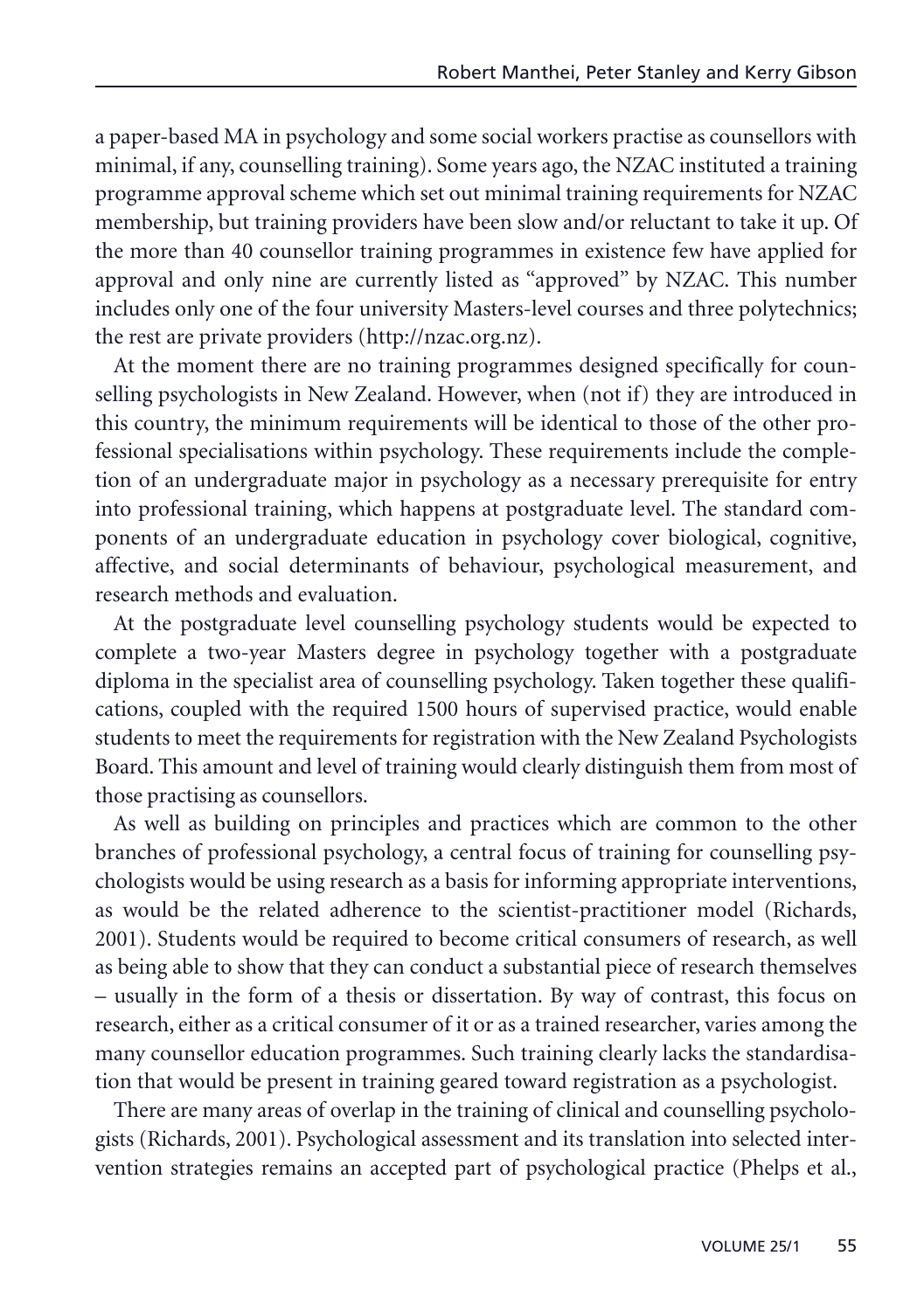a paper-based MA in psychology and some social workers practise as counsellors with minimal, if any, counselling training). Some years ago, the NZAC instituted a training programme approval scheme which set out minimal training requirements for NZAC membership, but training providers have been slow and/or reluctant to take it up. Of the more than 40 counsellor training programmes in existence few have applied for approval and only nine are currently listed as "approved" by NZAC. This number includes only one of the four university Masters-level courses and three polytechnics; the rest are private providers (http://nzac.org.nz).

At the moment there are no training programmes designed specifically for counselling psychologists in New Zealand. However, when (not if) they are introduced in this country, the minimum requirements will be identical to those of the other professional specialisations within psychology. These requirements include the completion of an undergraduate major in psychology as a necessary prerequisite for entry into professional training, which happens at postgraduate level. The standard components of an undergraduate education in psychology cover biological, cognitive, affective, and social determinants of behaviour, psychological measurement, and research methods and evaluation.

At the postgraduate level counselling psychology students would be expected to complete a two-year Masters degree in psychology together with a postgraduate diploma in the specialist area of counselling psychology. Taken together these qualifications, coupled with the required 1500 hours of supervised practice, would enable students to meet the requirements for registration with the New Zealand Psychologists Board. This amount and level of training would clearly distinguish them from most of those practising as counsellors.

As well as building on principles and practices which are common to the other branches of professional psychology, a central focus of training for counselling psychologists would be using research as a basis for informing appropriate interventions, as would be the related adherence to the scientist-practitioner model (Richards, 2001). Students would be required to become critical consumers of research, as well as being able to show that they can conduct a substantial piece of research themselves – usually in the form of a thesis or dissertation. By way of contrast, this focus on research, either as a critical consumer of it or as a trained researcher, varies among the many counsellor education programmes. Such training clearly lacks the standardisation that would be present in training geared toward registration as a psychologist.

There are many areas of overlap in the training of clinical and counselling psychologists (Richards, 2001). Psychological assessment and its translation into selected intervention strategies remains an accepted part of psychological practice (Phelps et al.,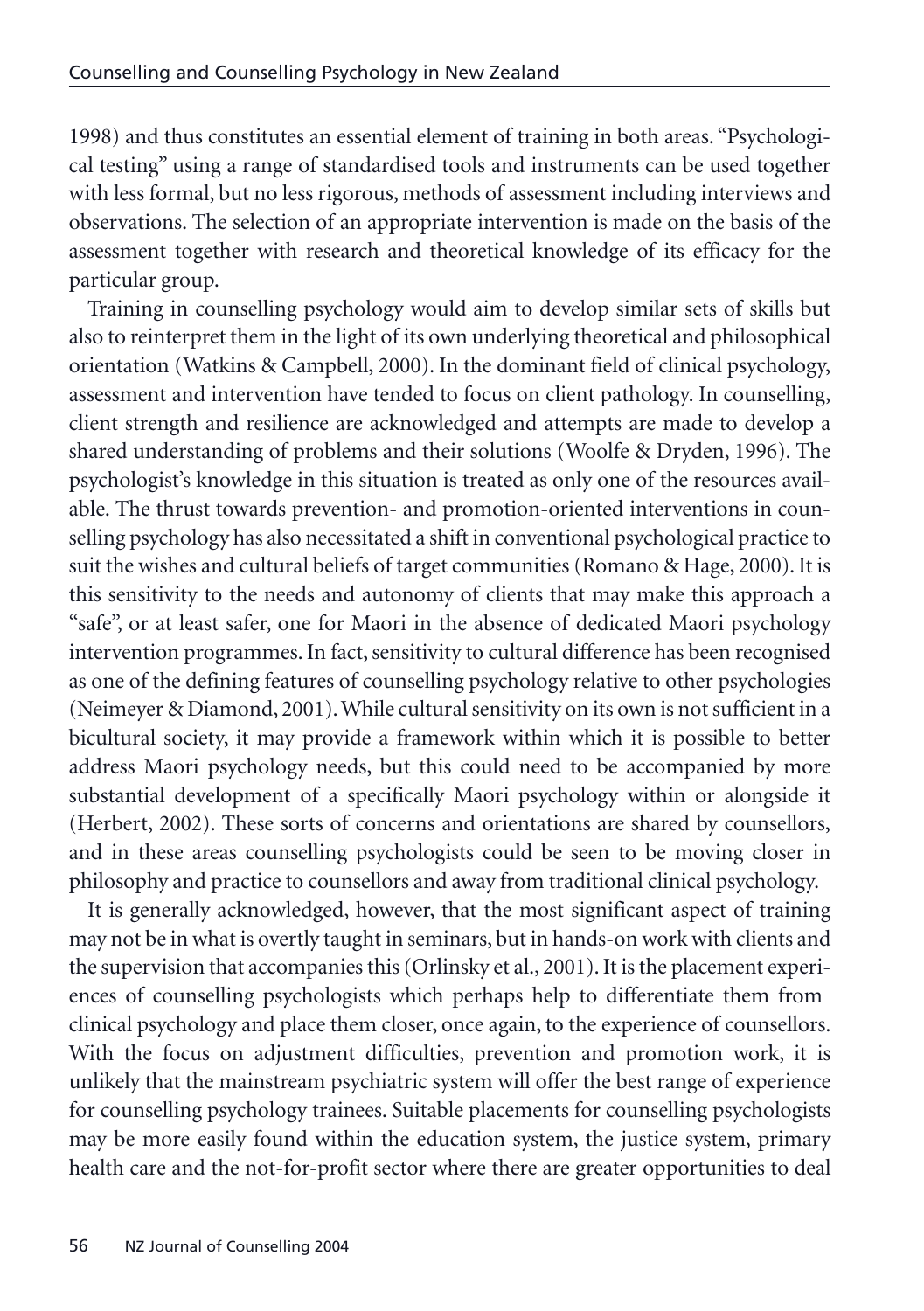1998) and thus constitutes an essential element of training in both areas. "Psychological testing" using a range of standardised tools and instruments can be used together with less formal, but no less rigorous, methods of assessment including interviews and observations. The selection of an appropriate intervention is made on the basis of the assessment together with research and theoretical knowledge of its efficacy for the particular group.

Training in counselling psychology would aim to develop similar sets of skills but also to reinterpret them in the light of its own underlying theoretical and philosophical orientation (Watkins & Campbell, 2000). In the dominant field of clinical psychology, assessment and intervention have tended to focus on client pathology. In counselling, client strength and resilience are acknowledged and attempts are made to develop a shared understanding of problems and their solutions (Woolfe & Dryden, 1996). The psychologist's knowledge in this situation is treated as only one of the resources available. The thrust towards prevention- and promotion-oriented interventions in counselling psychology has also necessitated a shift in conventional psychological practice to suit the wishes and cultural beliefs of target communities (Romano & Hage, 2000). It is this sensitivity to the needs and autonomy of clients that may make this approach a "safe", or at least safer, one for Maori in the absence of dedicated Maori psychology intervention programmes. In fact, sensitivity to cultural difference has been recognised as one of the defining features of counselling psychology relative to other psychologies (Neimeyer & Diamond, 2001). While cultural sensitivity on its own is not sufficient in a bicultural society, it may provide a framework within which it is possible to better address Maori psychology needs, but this could need to be accompanied by more substantial development of a specifically Maori psychology within or alongside it (Herbert, 2002). These sorts of concerns and orientations are shared by counsellors, and in these areas counselling psychologists could be seen to be moving closer in philosophy and practice to counsellors and away from traditional clinical psychology.

It is generally acknowledged, however, that the most significant aspect of training may not be in what is overtly taught in seminars, but in hands-on work with clients and the supervision that accompanies this (Orlinsky et al., 2001). It is the placement experiences of counselling psychologists which perhaps help to differentiate them from clinical psychology and place them closer, once again, to the experience of counsellors. With the focus on adjustment difficulties, prevention and promotion work, it is unlikely that the mainstream psychiatric system will offer the best range of experience for counselling psychology trainees. Suitable placements for counselling psychologists may be more easily found within the education system, the justice system, primary health care and the not-for-profit sector where there are greater opportunities to deal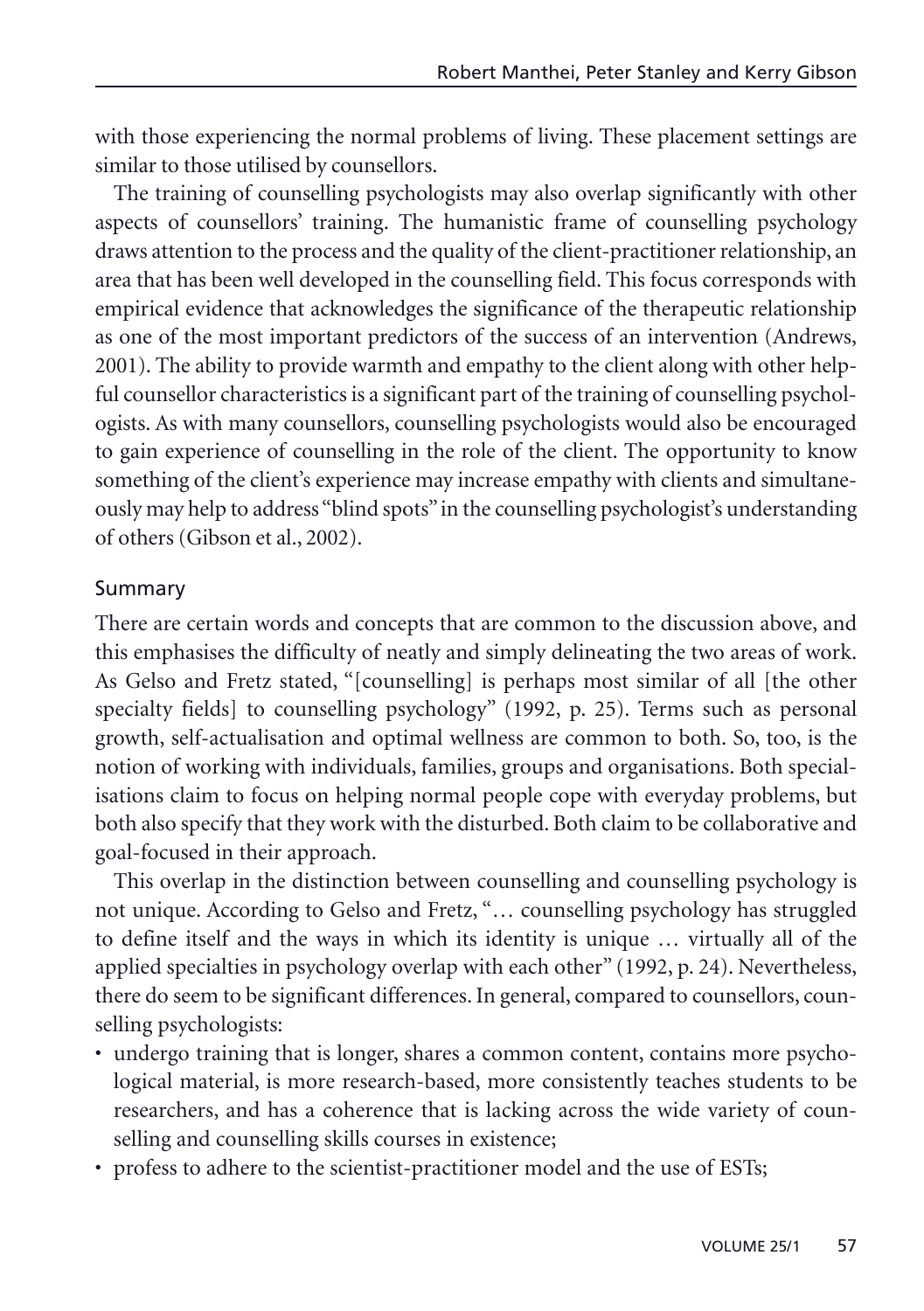with those experiencing the normal problems of living. These placement settings are similar to those utilised by counsellors.

The training of counselling psychologists may also overlap significantly with other aspects of counsellors' training. The humanistic frame of counselling psychology draws attention to the process and the quality of the client-practitioner relationship, an area that has been well developed in the counselling field. This focus corresponds with empirical evidence that acknowledges the significance of the therapeutic relationship as one of the most important predictors of the success of an intervention (Andrews, 2001). The ability to provide warmth and empathy to the client along with other helpful counsellor characteristics is a significant part of the training of counselling psychologists. As with many counsellors, counselling psychologists would also be encouraged to gain experience of counselling in the role of the client. The opportunity to know something of the client's experience may increase empathy with clients and simultaneously may help to address "blind spots" in the counselling psychologist's understanding of others (Gibson et al., 2002).

## Summary

There are certain words and concepts that are common to the discussion above, and this emphasises the difficulty of neatly and simply delineating the two areas of work. As Gelso and Fretz stated, "[counselling] is perhaps most similar of all [the other specialty fields] to counselling psychology" (1992, p. 25). Terms such as personal growth, self-actualisation and optimal wellness are common to both. So, too, is the notion of working with individuals, families, groups and organisations. Both specialisations claim to focus on helping normal people cope with everyday problems, but both also specify that they work with the disturbed. Both claim to be collaborative and goal-focused in their approach.

This overlap in the distinction between counselling and counselling psychology is not unique. According to Gelso and Fretz, "… counselling psychology has struggled to define itself and the ways in which its identity is unique … virtually all of the applied specialties in psychology overlap with each other" (1992, p. 24). Nevertheless, there do seem to be significant differences. In general, compared to counsellors, counselling psychologists:

- undergo training that is longer, shares a common content, contains more psychological material, is more research-based, more consistently teaches students to be researchers, and has a coherence that is lacking across the wide variety of counselling and counselling skills courses in existence;
- profess to adhere to the scientist-practitioner model and the use of ESTs;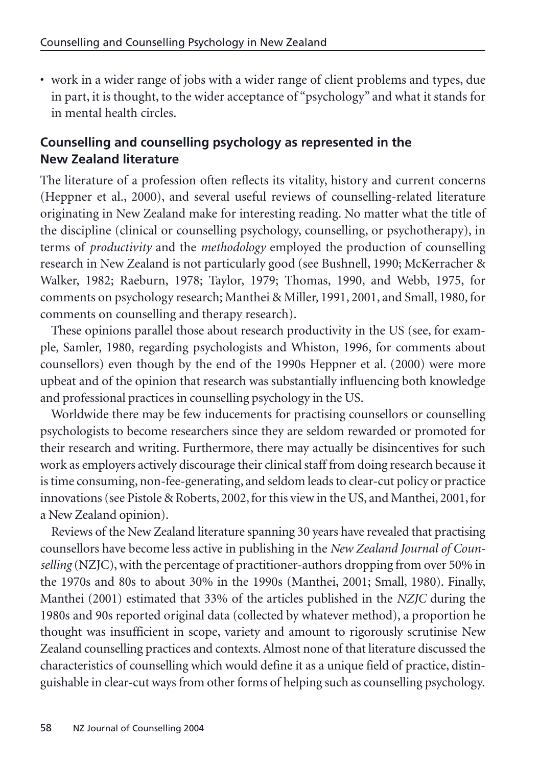- work in a wider range of jobs with a wider range of client problems and types, due in part, it is thought, to the wider acceptance of "psychology" and what it stands for in mental health circles.

## Counselling and counselling psychology as represented in the New Zealand literature

The literature of a profession often reflects its vitality, history and current concerns (Heppner et al., 2000), and several useful reviews of counselling-related literature originating in New Zealand make for interesting reading. No matter what the title of the discipline (clinical or counselling psychology, counselling, or psychotherapy), in terms of *productivity* and the *methodology* employed the production of counselling research in New Zealand is not particularly good (see Bushnell, 1990; McKerracher & Walker, 1982; Raeburn, 1978; Taylor, 1979; Thomas, 1990, and Webb, 1975, for comments on psychology research; Manthei & Miller, 1991, 2001, and Small, 1980, for comments on counselling and therapy research).

These opinions parallel those about research productivity in the US (see, for example, Samler, 1980, regarding psychologists and Whiston, 1996, for comments about counsellors) even though by the end of the 1990s Heppner et al. (2000) were more upbeat and of the opinion that research was substantially influencing both knowledge and professional practices in counselling psychology in the US.

Worldwide there may be few inducements for practising counsellors or counselling psychologists to become researchers since they are seldom rewarded or promoted for their research and writing. Furthermore, there may actually be disincentives for such work as employers actively discourage their clinical staff from doing research because it is time consuming, non-fee-generating, and seldom leads to clear-cut policy or practice innovations (see Pistole & Roberts, 2002, for this view in the US, and Manthei, 2001, for a New Zealand opinion).

Reviews of the New Zealand literature spanning 30 years have revealed that practising counsellors have become less active in publishing in the *New Zealand Journal of Counselling* (NZJC), with the percentage of practitioner-authors dropping from over 50% in the 1970s and 80s to about 30% in the 1990s (Manthei, 2001; Small, 1980). Finally, Manthei (2001) estimated that 33% of the articles published in the *NZJC* during the 1980s and 90s reported original data (collected by whatever method), a proportion he thought was insufficient in scope, variety and amount to rigorously scrutinise New Zealand counselling practices and contexts. Almost none of that literature discussed the characteristics of counselling which would define it as a unique field of practice, distinguishable in clear-cut ways from other forms of helping such as counselling psychology.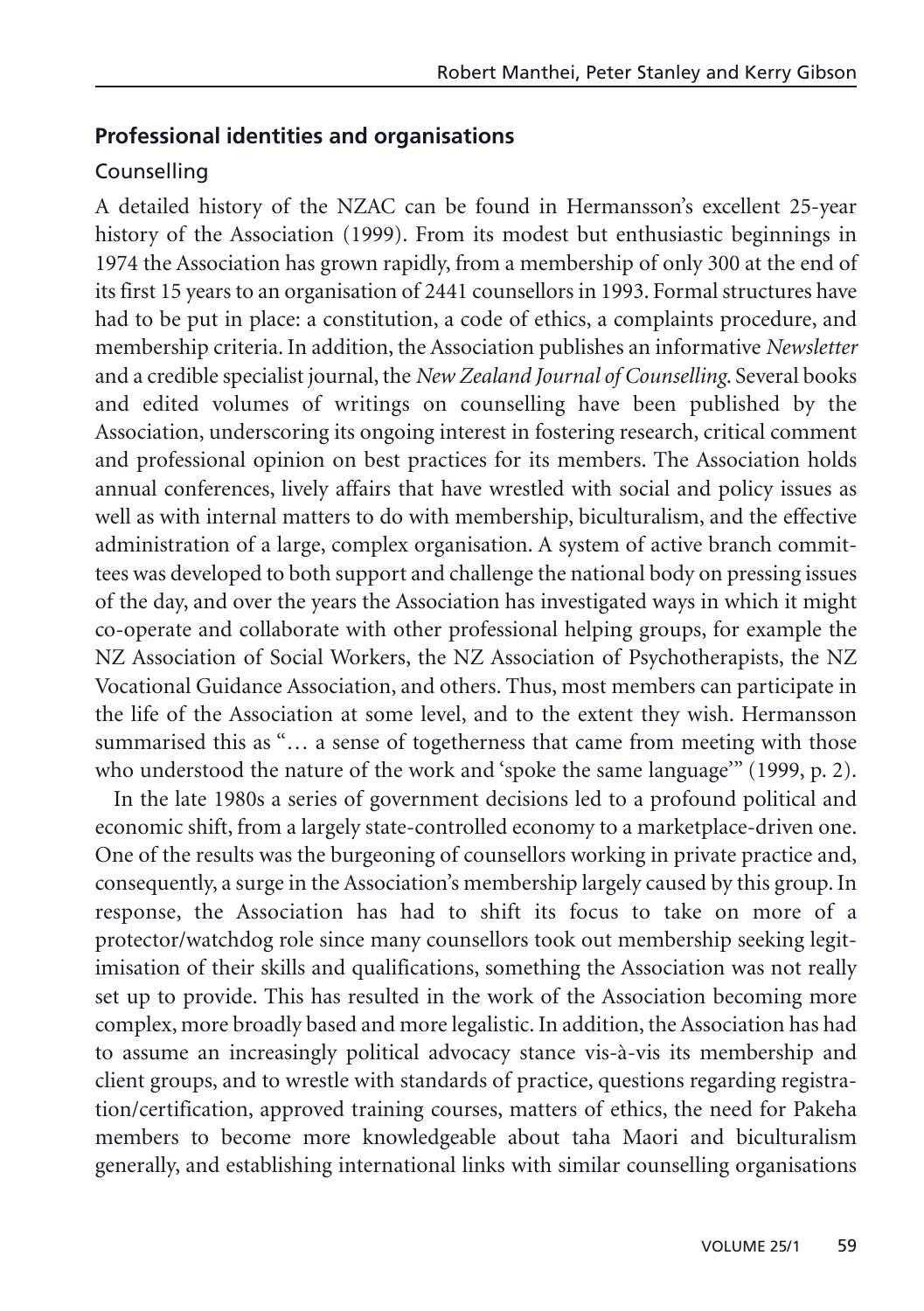## Professional identities and organisations

### Counselling

A detailed history of the NZAC can be found in Hermansson's excellent 25-year history of the Association (1999). From its modest but enthusiastic beginnings in 1974 the Association has grown rapidly, from a membership of only 300 at the end of its first 15 years to an organisation of 2441 counsellors in 1993. Formal structures have had to be put in place: a constitution, a code of ethics, a complaints procedure, and membership criteria. In addition, the Association publishes an informative *Newsletter* and a credible specialist journal, the *New Zealand Journal of Counselling*. Several books and edited volumes of writings on counselling have been published by the Association, underscoring its ongoing interest in fostering research, critical comment and professional opinion on best practices for its members. The Association holds annual conferences, lively affairs that have wrestled with social and policy issues as well as with internal matters to do with membership, biculturalism, and the effective administration of a large, complex organisation. A system of active branch committees was developed to both support and challenge the national body on pressing issues of the day, and over the years the Association has investigated ways in which it might co-operate and collaborate with other professional helping groups, for example the NZ Association of Social Workers, the NZ Association of Psychotherapists, the NZ Vocational Guidance Association, and others. Thus, most members can participate in the life of the Association at some level, and to the extent they wish. Hermansson summarised this as "… a sense of togetherness that came from meeting with those who understood the nature of the work and 'spoke the same language'" (1999, p. 2).

In the late 1980s a series of government decisions led to a profound political and economic shift, from a largely state-controlled economy to a marketplace-driven one. One of the results was the burgeoning of counsellors working in private practice and, consequently, a surge in the Association's membership largely caused by this group. In response, the Association has had to shift its focus to take on more of a protector/watchdog role since many counsellors took out membership seeking legitimisation of their skills and qualifications, something the Association was not really set up to provide. This has resulted in the work of the Association becoming more complex, more broadly based and more legalistic. In addition, the Association has had to assume an increasingly political advocacy stance vis-à-vis its membership and client groups, and to wrestle with standards of practice, questions regarding registration/certification, approved training courses, matters of ethics, the need for Pakeha members to become more knowledgeable about taha Maori and biculturalism generally, and establishing international links with similar counselling organisations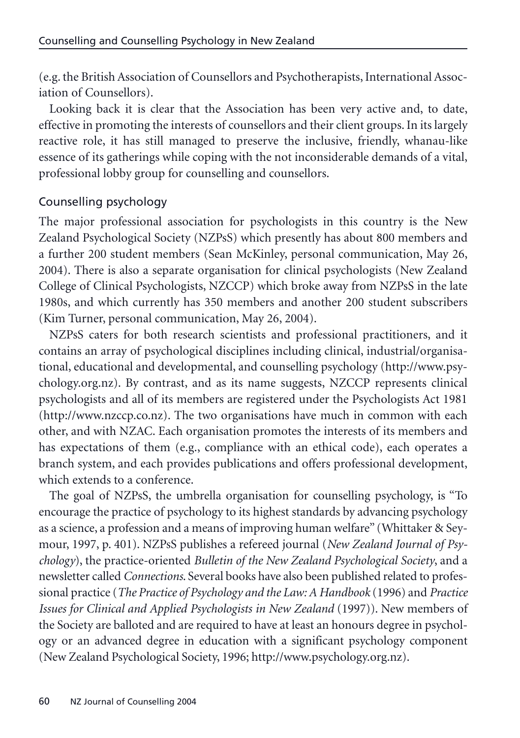(e.g. the British Association of Counsellors and Psychotherapists, International Association of Counsellors).

Looking back it is clear that the Association has been very active and, to date, effective in promoting the interests of counsellors and their client groups. In its largely reactive role, it has still managed to preserve the inclusive, friendly, whanau-like essence of its gatherings while coping with the not inconsiderable demands of a vital, professional lobby group for counselling and counsellors.

## Counselling psychology

The major professional association for psychologists in this country is the New Zealand Psychological Society (NZPsS) which presently has about 800 members and a further 200 student members (Sean McKinley, personal communication, May 26, 2004). There is also a separate organisation for clinical psychologists (New Zealand College of Clinical Psychologists, NZCCP) which broke away from NZPsS in the late 1980s, and which currently has 350 members and another 200 student subscribers (Kim Turner, personal communication, May 26, 2004).

NZPsS caters for both research scientists and professional practitioners, and it contains an array of psychological disciplines including clinical, industrial/organisational, educational and developmental, and counselling psychology (http://www.psychology.org.nz). By contrast, and as its name suggests, NZCCP represents clinical psychologists and all of its members are registered under the Psychologists Act 1981 (http://www.nzccp.co.nz). The two organisations have much in common with each other, and with NZAC. Each organisation promotes the interests of its members and has expectations of them (e.g., compliance with an ethical code), each operates a branch system, and each provides publications and offers professional development, which extends to a conference.

The goal of NZPsS, the umbrella organisation for counselling psychology, is "To encourage the practice of psychology to its highest standards by advancing psychology as a science, a profession and a means of improving human welfare" (Whittaker & Seymour, 1997, p. 401). NZPsS publishes a refereed journal (*New Zealand Journal of Psychology*), the practice-oriented *Bulletin of the New Zealand Psychological Society*, and a newsletter called *Connections*. Several books have also been published related to professional practice (*The Practice of Psychology and the Law: A Handbook* (1996) and *Practice Issues for Clinical and Applied Psychologists in New Zealand* (1997)). New members of the Society are balloted and are required to have at least an honours degree in psychology or an advanced degree in education with a significant psychology component (New Zealand Psychological Society, 1996; http://www.psychology.org.nz).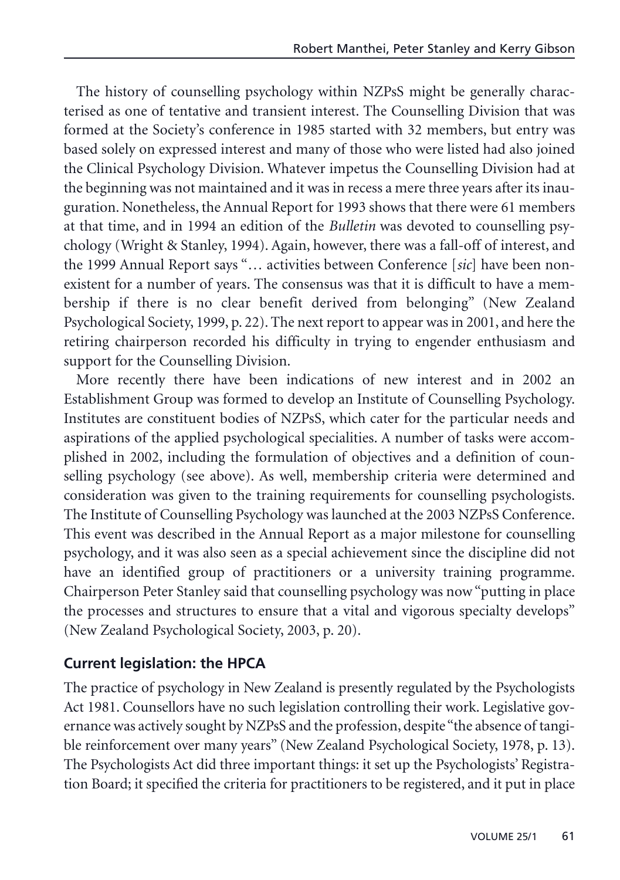The history of counselling psychology within NZPsS might be generally characterised as one of tentative and transient interest. The Counselling Division that was formed at the Society's conference in 1985 started with 32 members, but entry was based solely on expressed interest and many of those who were listed had also joined the Clinical Psychology Division. Whatever impetus the Counselling Division had at the beginning was not maintained and it was in recess a mere three years after its inauguration. Nonetheless, the Annual Report for 1993 shows that there were 61 members at that time, and in 1994 an edition of the *Bulletin* was devoted to counselling psychology (Wright & Stanley, 1994). Again, however, there was a fall-off of interest, and the 1999 Annual Report says "… activities between Conference [*sic*] have been non-existent for a number of years. The consensus was that it is difficult to have a membership if there is no clear benefit derived from belonging" (New Zealand Psychological Society, 1999, p. 22). The next report to appear was in 2001, and here the retiring chairperson recorded his difficulty in trying to engender enthusiasm and support for the Counselling Division.

More recently there have been indications of new interest and in 2002 an Establishment Group was formed to develop an Institute of Counselling Psychology. Institutes are constituent bodies of NZPsS, which cater for the particular needs and aspirations of the applied psychological specialities. A number of tasks were accomplished in 2002, including the formulation of objectives and a definition of counselling psychology (see above). As well, membership criteria were determined and consideration was given to the training requirements for counselling psychologists. The Institute of Counselling Psychology was launched at the 2003 NZPsS Conference. This event was described in the Annual Report as a major milestone for counselling psychology, and it was also seen as a special achievement since the discipline did not have an identified group of practitioners or a university training programme. Chairperson Peter Stanley said that counselling psychology was now "putting in place the processes and structures to ensure that a vital and vigorous specialty develops" (New Zealand Psychological Society, 2003, p. 20).

## Current legislation: the HPCA

The practice of psychology in New Zealand is presently regulated by the Psychologists Act 1981. Counsellors have no such legislation controlling their work. Legislative governance was actively sought by NZPsS and the profession, despite "the absence of tangible reinforcement over many years" (New Zealand Psychological Society, 1978, p. 13). The Psychologists Act did three important things: it set up the Psychologists' Registration Board; it specified the criteria for practitioners to be registered, and it put in place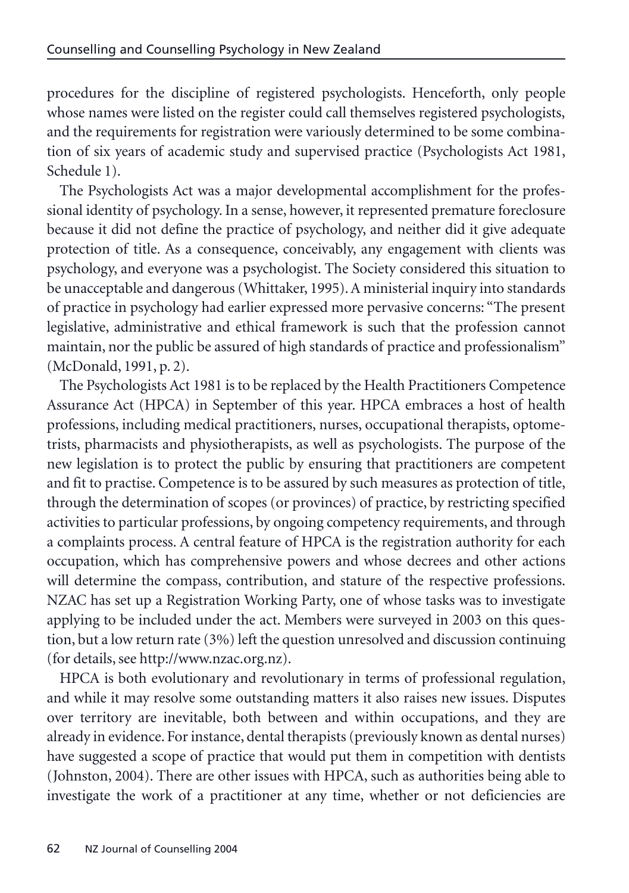procedures for the discipline of registered psychologists. Henceforth, only people whose names were listed on the register could call themselves registered psychologists, and the requirements for registration were variously determined to be some combination of six years of academic study and supervised practice (Psychologists Act 1981, Schedule 1).

The Psychologists Act was a major developmental accomplishment for the professional identity of psychology. In a sense, however, it represented premature foreclosure because it did not define the practice of psychology, and neither did it give adequate protection of title. As a consequence, conceivably, any engagement with clients was psychology, and everyone was a psychologist. The Society considered this situation to be unacceptable and dangerous (Whittaker, 1995). A ministerial inquiry into standards of practice in psychology had earlier expressed more pervasive concerns: "The present legislative, administrative and ethical framework is such that the profession cannot maintain, nor the public be assured of high standards of practice and professionalism" (McDonald, 1991, p. 2).

The Psychologists Act 1981 is to be replaced by the Health Practitioners Competence Assurance Act (HPCA) in September of this year. HPCA embraces a host of health professions, including medical practitioners, nurses, occupational therapists, optometrists, pharmacists and physiotherapists, as well as psychologists. The purpose of the new legislation is to protect the public by ensuring that practitioners are competent and fit to practise. Competence is to be assured by such measures as protection of title, through the determination of scopes (or provinces) of practice, by restricting specified activities to particular professions, by ongoing competency requirements, and through a complaints process. A central feature of HPCA is the registration authority for each occupation, which has comprehensive powers and whose decrees and other actions will determine the compass, contribution, and stature of the respective professions. NZAC has set up a Registration Working Party, one of whose tasks was to investigate applying to be included under the act. Members were surveyed in 2003 on this question, but a low return rate (3%) left the question unresolved and discussion continuing (for details, see http://www.nzac.org.nz).

HPCA is both evolutionary and revolutionary in terms of professional regulation, and while it may resolve some outstanding matters it also raises new issues. Disputes over territory are inevitable, both between and within occupations, and they are already in evidence. For instance, dental therapists (previously known as dental nurses) have suggested a scope of practice that would put them in competition with dentists (Johnston, 2004). There are other issues with HPCA, such as authorities being able to investigate the work of a practitioner at any time, whether or not deficiencies are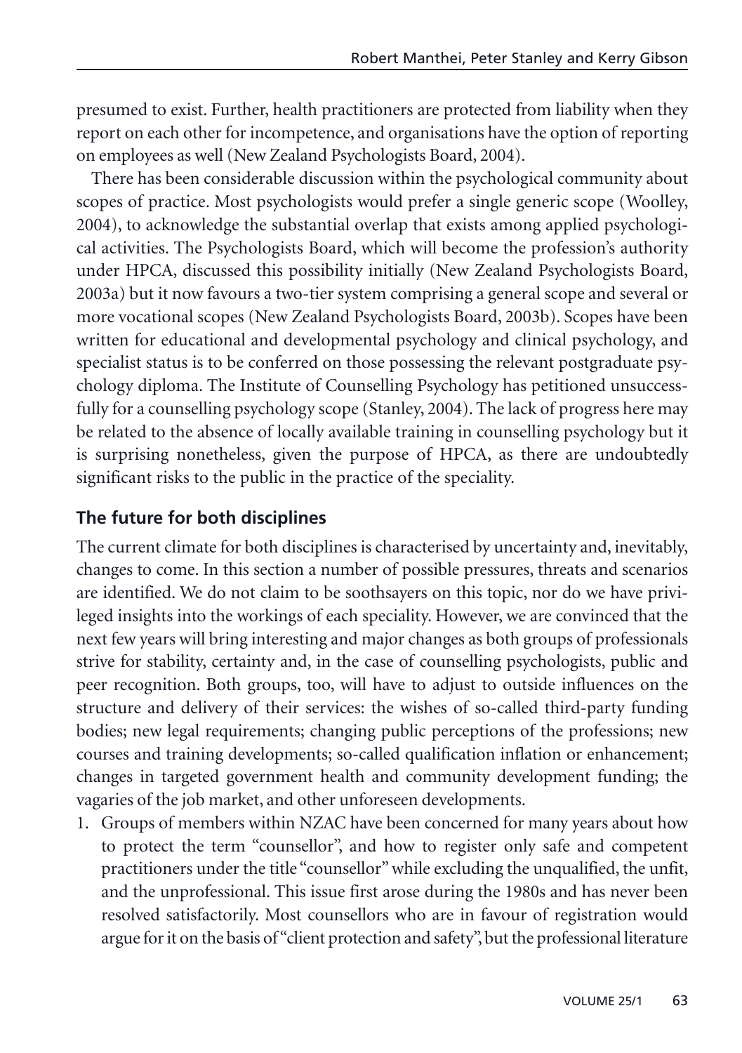presumed to exist. Further, health practitioners are protected from liability when they report on each other for incompetence, and organisations have the option of reporting on employees as well (New Zealand Psychologists Board, 2004).

There has been considerable discussion within the psychological community about scopes of practice. Most psychologists would prefer a single generic scope (Woolley, 2004), to acknowledge the substantial overlap that exists among applied psychological activities. The Psychologists Board, which will become the profession's authority under HPCA, discussed this possibility initially (New Zealand Psychologists Board, 2003a) but it now favours a two-tier system comprising a general scope and several or more vocational scopes (New Zealand Psychologists Board, 2003b). Scopes have been written for educational and developmental psychology and clinical psychology, and specialist status is to be conferred on those possessing the relevant postgraduate psychology diploma. The Institute of Counselling Psychology has petitioned unsuccessfully for a counselling psychology scope (Stanley, 2004). The lack of progress here may be related to the absence of locally available training in counselling psychology but it is surprising nonetheless, given the purpose of HPCA, as there are undoubtedly significant risks to the public in the practice of the speciality.

## The future for both disciplines

The current climate for both disciplines is characterised by uncertainty and, inevitably, changes to come. In this section a number of possible pressures, threats and scenarios are identified. We do not claim to be soothsayers on this topic, nor do we have privileged insights into the workings of each speciality. However, we are convinced that the next few years will bring interesting and major changes as both groups of professionals strive for stability, certainty and, in the case of counselling psychologists, public and peer recognition. Both groups, too, will have to adjust to outside influences on the structure and delivery of their services: the wishes of so-called third-party funding bodies; new legal requirements; changing public perceptions of the professions; new courses and training developments; so-called qualification inflation or enhancement; changes in targeted government health and community development funding; the vagaries of the job market, and other unforeseen developments.

1. Groups of members within NZAC have been concerned for many years about how to protect the term "counsellor", and how to register only safe and competent practitioners under the title "counsellor" while excluding the unqualified, the unfit, and the unprofessional. This issue first arose during the 1980s and has never been resolved satisfactorily. Most counsellors who are in favour of registration would argue for it on the basis of "client protection and safety", but the professional literature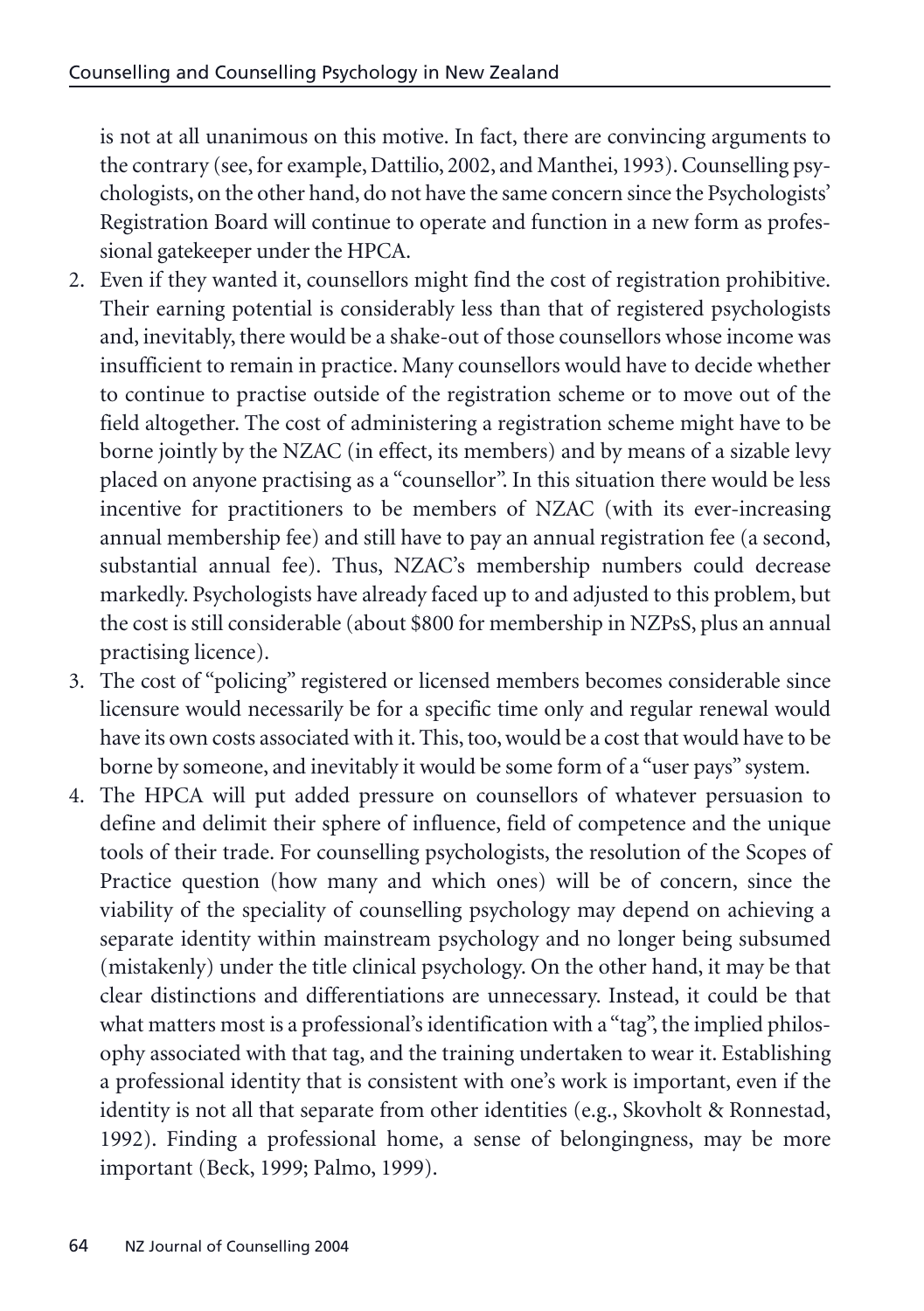is not at all unanimous on this motive. In fact, there are convincing arguments to the contrary (see, for example, Dattilio, 2002, and Manthei, 1993). Counselling psychologists, on the other hand, do not have the same concern since the Psychologists' Registration Board will continue to operate and function in a new form as professional gatekeeper under the HPCA.

2. Even if they wanted it, counsellors might find the cost of registration prohibitive. Their earning potential is considerably less than that of registered psychologists and, inevitably, there would be a shake-out of those counsellors whose income was insufficient to remain in practice. Many counsellors would have to decide whether to continue to practise outside of the registration scheme or to move out of the field altogether. The cost of administering a registration scheme might have to be borne jointly by the NZAC (in effect, its members) and by means of a sizable levy placed on anyone practising as a "counsellor". In this situation there would be less incentive for practitioners to be members of NZAC (with its ever-increasing annual membership fee) and still have to pay an annual registration fee (a second, substantial annual fee). Thus, NZAC's membership numbers could decrease markedly. Psychologists have already faced up to and adjusted to this problem, but the cost is still considerable (about $800 for membership in NZPsS, plus an annual practising licence).
3. The cost of "policing" registered or licensed members becomes considerable since licensure would necessarily be for a specific time only and regular renewal would have its own costs associated with it. This, too, would be a cost that would have to be borne by someone, and inevitably it would be some form of a "user pays" system.
4. The HPCA will put added pressure on counsellors of whatever persuasion to define and delimit their sphere of influence, field of competence and the unique tools of their trade. For counselling psychologists, the resolution of the Scopes of Practice question (how many and which ones) will be of concern, since the viability of the speciality of counselling psychology may depend on achieving a separate identity within mainstream psychology and no longer being subsumed (mistakenly) under the title clinical psychology. On the other hand, it may be that clear distinctions and differentiations are unnecessary. Instead, it could be that what matters most is a professional's identification with a "tag", the implied philosophy associated with that tag, and the training undertaken to wear it. Establishing a professional identity that is consistent with one's work is important, even if the identity is not all that separate from other identities (e.g., Skovholt & Ronnestad, 1992). Finding a professional home, a sense of belongingness, may be more important (Beck, 1999; Palmo, 1999).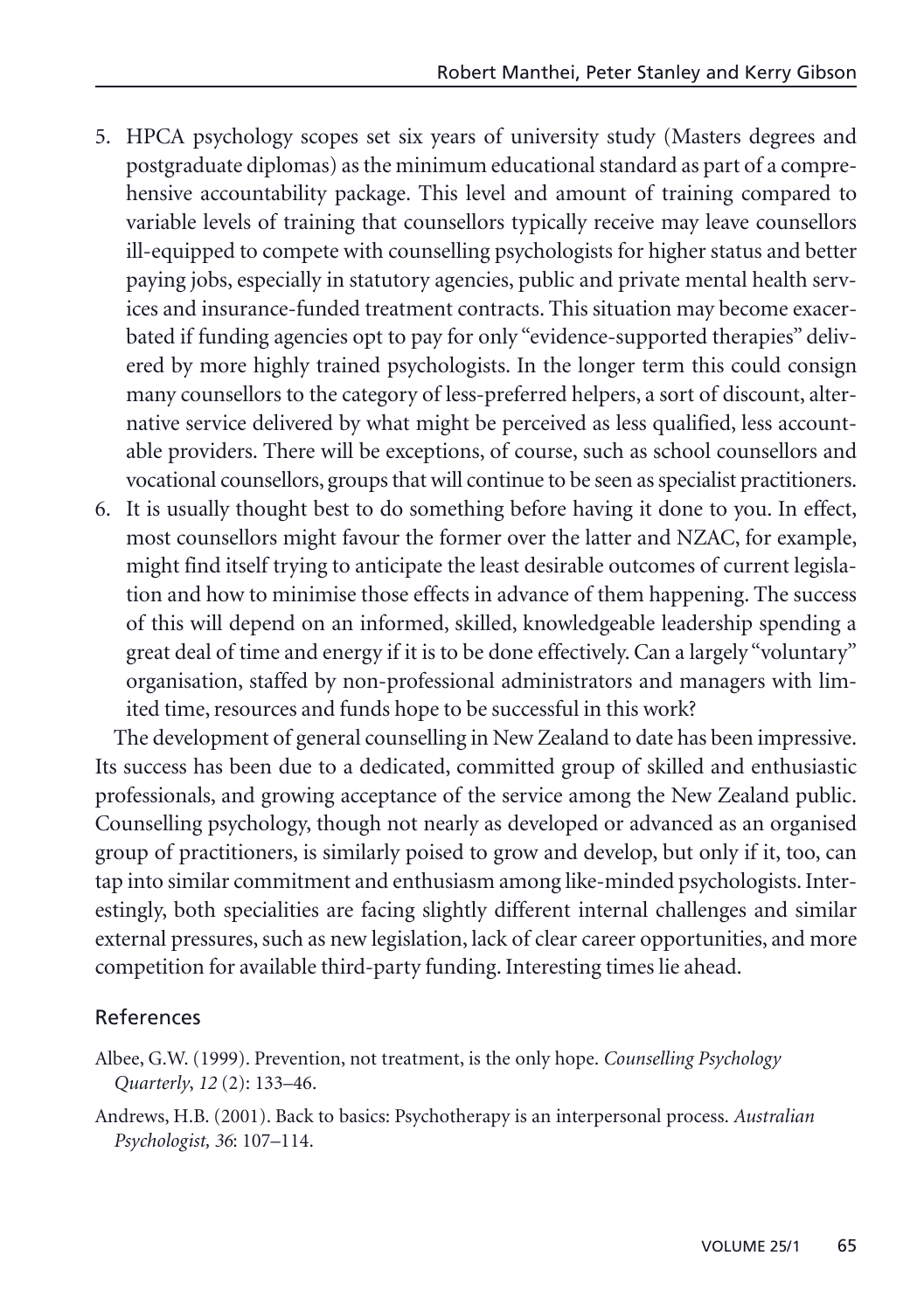5. HPCA psychology scopes set six years of university study (Masters degrees and postgraduate diplomas) as the minimum educational standard as part of a comprehensive accountability package. This level and amount of training compared to variable levels of training that counsellors typically receive may leave counsellors ill-equipped to compete with counselling psychologists for higher status and better paying jobs, especially in statutory agencies, public and private mental health services and insurance-funded treatment contracts. This situation may become exacerbated if funding agencies opt to pay for only "evidence-supported therapies" delivered by more highly trained psychologists. In the longer term this could consign many counsellors to the category of less-preferred helpers, a sort of discount, alternative service delivered by what might be perceived as less qualified, less accountable providers. There will be exceptions, of course, such as school counsellors and vocational counsellors, groups that will continue to be seen as specialist practitioners.
6. It is usually thought best to do something before having it done to you. In effect, most counsellors might favour the former over the latter and NZAC, for example, might find itself trying to anticipate the least desirable outcomes of current legislation and how to minimise those effects in advance of them happening. The success of this will depend on an informed, skilled, knowledgeable leadership spending a great deal of time and energy if it is to be done effectively. Can a largely "voluntary" organisation, staffed by non-professional administrators and managers with limited time, resources and funds hope to be successful in this work?

The development of general counselling in New Zealand to date has been impressive. Its success has been due to a dedicated, committed group of skilled and enthusiastic professionals, and growing acceptance of the service among the New Zealand public. Counselling psychology, though not nearly as developed or advanced as an organised group of practitioners, is similarly poised to grow and develop, but only if it, too, can tap into similar commitment and enthusiasm among like-minded psychologists. Interestingly, both specialities are facing slightly different internal challenges and similar external pressures, such as new legislation, lack of clear career opportunities, and more competition for available third-party funding. Interesting times lie ahead.

## References

Albee, G.W. (1999). Prevention, not treatment, is the only hope. *Counselling Psychology Quarterly*, *12* (2): 133–46.

Andrews, H.B. (2001). Back to basics: Psychotherapy is an interpersonal process. *Australian Psychologist, 36*: 107–114.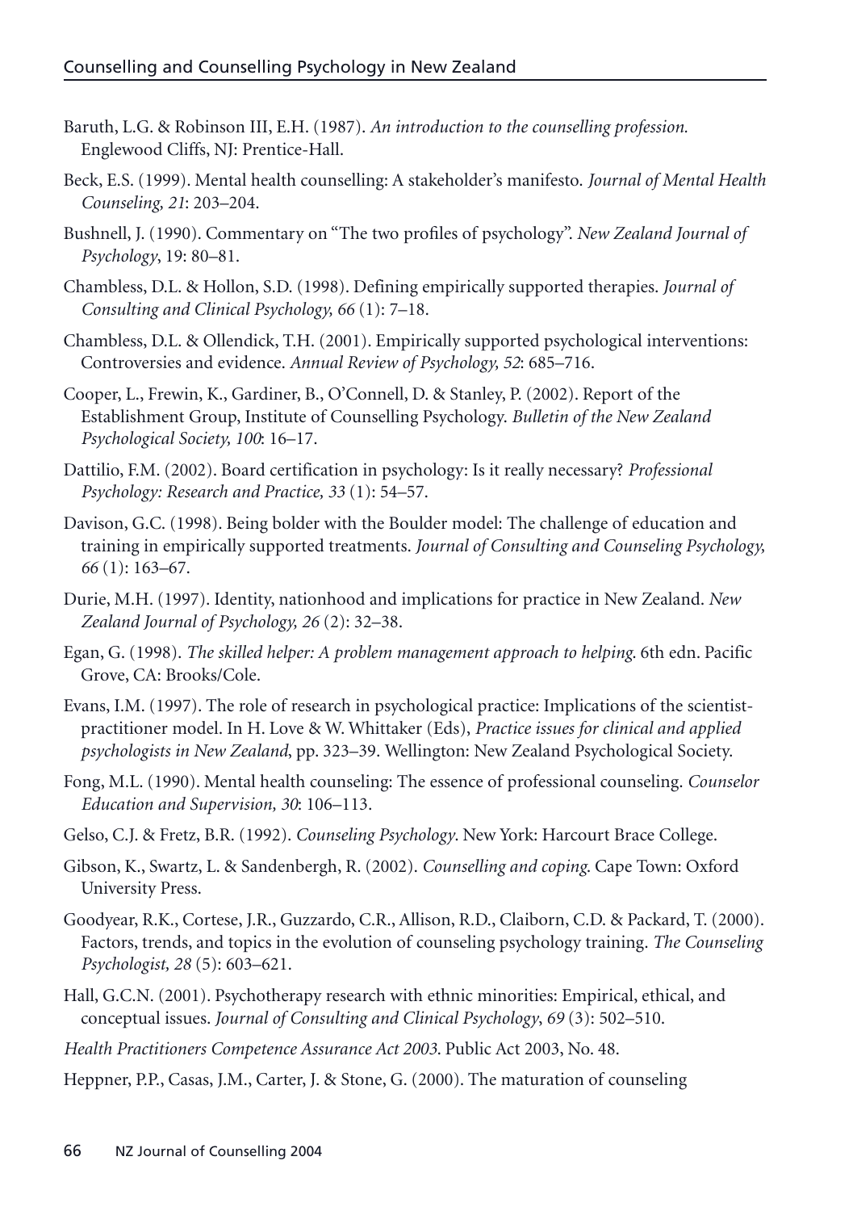Baruth, L.G. & Robinson III, E.H. (1987). *An introduction to the counselling profession.* Englewood Cliffs, NJ: Prentice-Hall.

Beck, E.S. (1999). Mental health counselling: A stakeholder's manifesto. *Journal of Mental Health Counseling, 21*: 203–204.

Bushnell, J. (1990). Commentary on "The two profiles of psychology". *New Zealand Journal of Psychology*, 19: 80–81.

Chambless, D.L. & Hollon, S.D. (1998). Defining empirically supported therapies. *Journal of Consulting and Clinical Psychology, 66* (1): 7–18.

Chambless, D.L. & Ollendick, T.H. (2001). Empirically supported psychological interventions: Controversies and evidence. *Annual Review of Psychology, 52*: 685–716.

Cooper, L., Frewin, K., Gardiner, B., O'Connell, D. & Stanley, P. (2002). Report of the Establishment Group, Institute of Counselling Psychology. *Bulletin of the New Zealand Psychological Society, 100*: 16–17.

Dattilio, F.M. (2002). Board certification in psychology: Is it really necessary? *Professional Psychology: Research and Practice, 33* (1): 54–57.

Davison, G.C. (1998). Being bolder with the Boulder model: The challenge of education and training in empirically supported treatments. *Journal of Consulting and Counseling Psychology, 66* (1): 163–67.

Durie, M.H. (1997). Identity, nationhood and implications for practice in New Zealand. *New Zealand Journal of Psychology, 26* (2): 32–38.

Egan, G. (1998). *The skilled helper: A problem management approach to helping*. 6th edn. Pacific Grove, CA: Brooks/Cole.

Evans, I.M. (1997). The role of research in psychological practice: Implications of the scientist-practitioner model. In H. Love & W. Whittaker (Eds), *Practice issues for clinical and applied psychologists in New Zealand*, pp. 323–39. Wellington: New Zealand Psychological Society.

Fong, M.L. (1990). Mental health counseling: The essence of professional counseling. *Counselor Education and Supervision, 30*: 106–113.

Gelso, C.J. & Fretz, B.R. (1992). *Counseling Psychology*. New York: Harcourt Brace College.

Gibson, K., Swartz, L. & Sandenbergh, R. (2002). *Counselling and coping*. Cape Town: Oxford University Press.

Goodyear, R.K., Cortese, J.R., Guzzardo, C.R., Allison, R.D., Claiborn, C.D. & Packard, T. (2000). Factors, trends, and topics in the evolution of counseling psychology training. *The Counseling Psychologist, 28* (5): 603–621.

Hall, G.C.N. (2001). Psychotherapy research with ethnic minorities: Empirical, ethical, and conceptual issues. *Journal of Consulting and Clinical Psychology, 69* (3): 502–510.

*Health Practitioners Competence Assurance Act 2003*. Public Act 2003, No. 48.

Heppner, P.P., Casas, J.M., Carter, J. & Stone, G. (2000). The maturation of counseling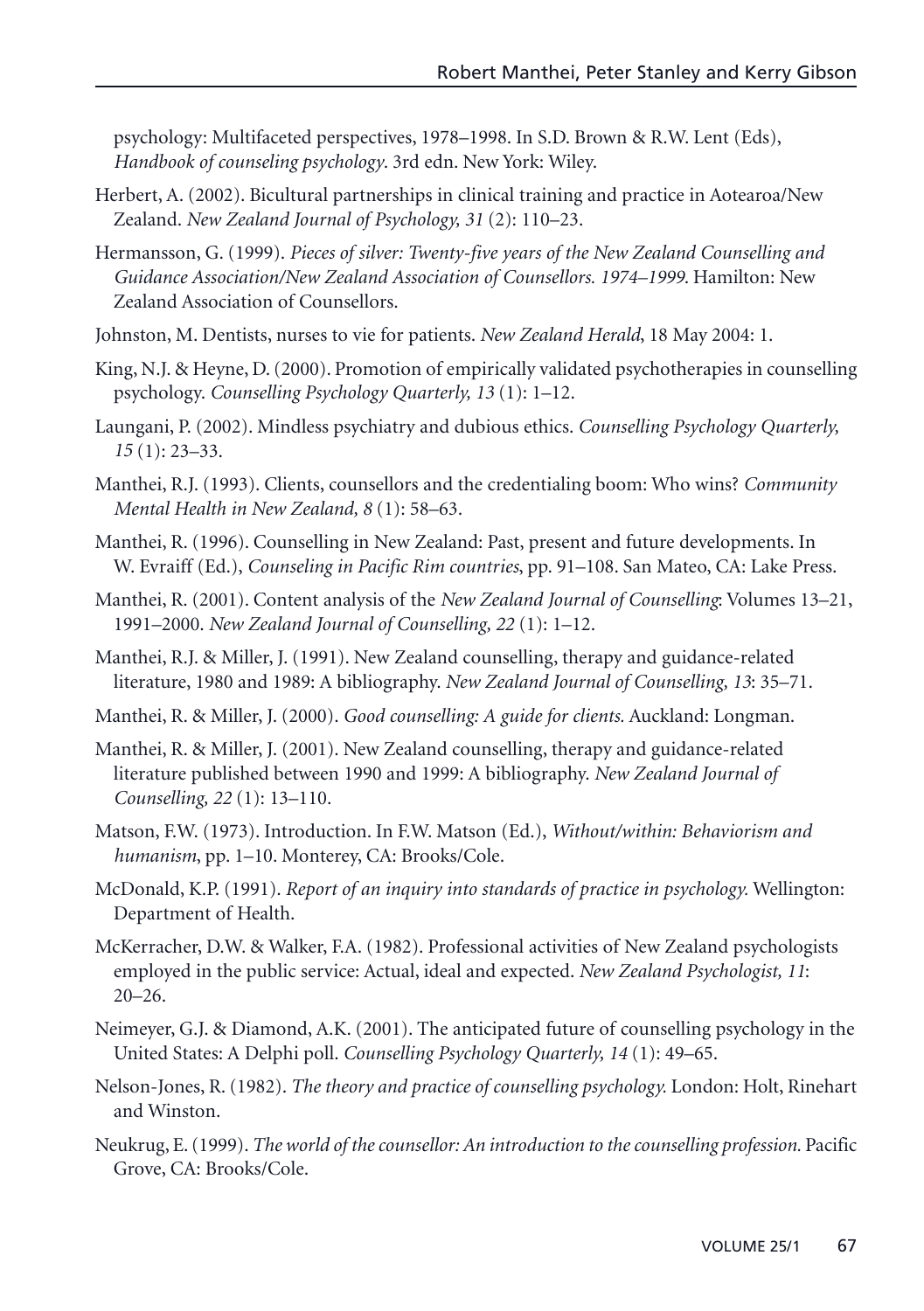psychology: Multifaceted perspectives, 1978–1998. In S.D. Brown & R.W. Lent (Eds), *Handbook of counseling psychology*. 3rd edn. New York: Wiley.

Herbert, A. (2002). Bicultural partnerships in clinical training and practice in Aotearoa/New Zealand. *New Zealand Journal of Psychology, 31* (2): 110–23.

Hermansson, G. (1999). *Pieces of silver: Twenty-five years of the New Zealand Counselling and Guidance Association/New Zealand Association of Counsellors. 1974–1999*. Hamilton: New Zealand Association of Counsellors.

Johnston, M. Dentists, nurses to vie for patients. *New Zealand Herald*, 18 May 2004: 1.

King, N.J. & Heyne, D. (2000). Promotion of empirically validated psychotherapies in counselling psychology. *Counselling Psychology Quarterly, 13* (1): 1–12.

Laungani, P. (2002). Mindless psychiatry and dubious ethics. *Counselling Psychology Quarterly, 15* (1): 23–33.

Manthei, R.J. (1993). Clients, counsellors and the credentialing boom: Who wins? *Community Mental Health in New Zealand, 8* (1): 58–63.

Manthei, R. (1996). Counselling in New Zealand: Past, present and future developments. In W. Evraiff (Ed.), *Counseling in Pacific Rim countries*, pp. 91–108. San Mateo, CA: Lake Press.

Manthei, R. (2001). Content analysis of the *New Zealand Journal of Counselling*: Volumes 13–21, 1991–2000. *New Zealand Journal of Counselling, 22* (1): 1–12.

Manthei, R.J. & Miller, J. (1991). New Zealand counselling, therapy and guidance-related literature, 1980 and 1989: A bibliography. *New Zealand Journal of Counselling, 13*: 35–71.

Manthei, R. & Miller, J. (2000). *Good counselling: A guide for clients.* Auckland: Longman.

Manthei, R. & Miller, J. (2001). New Zealand counselling, therapy and guidance-related literature published between 1990 and 1999: A bibliography. *New Zealand Journal of Counselling, 22* (1): 13–110.

Matson, F.W. (1973). Introduction. In F.W. Matson (Ed.), *Without/within: Behaviorism and humanism*, pp. 1–10. Monterey, CA: Brooks/Cole.

McDonald, K.P. (1991). *Report of an inquiry into standards of practice in psychology.* Wellington: Department of Health.

McKerracher, D.W. & Walker, F.A. (1982). Professional activities of New Zealand psychologists employed in the public service: Actual, ideal and expected. *New Zealand Psychologist, 11*: 20–26.

Neimeyer, G.J. & Diamond, A.K. (2001). The anticipated future of counselling psychology in the United States: A Delphi poll. *Counselling Psychology Quarterly, 14* (1): 49–65.

Nelson-Jones, R. (1982). *The theory and practice of counselling psychology.* London: Holt, Rinehart and Winston.

Neukrug, E. (1999). *The world of the counsellor: An introduction to the counselling profession.* Pacific Grove, CA: Brooks/Cole.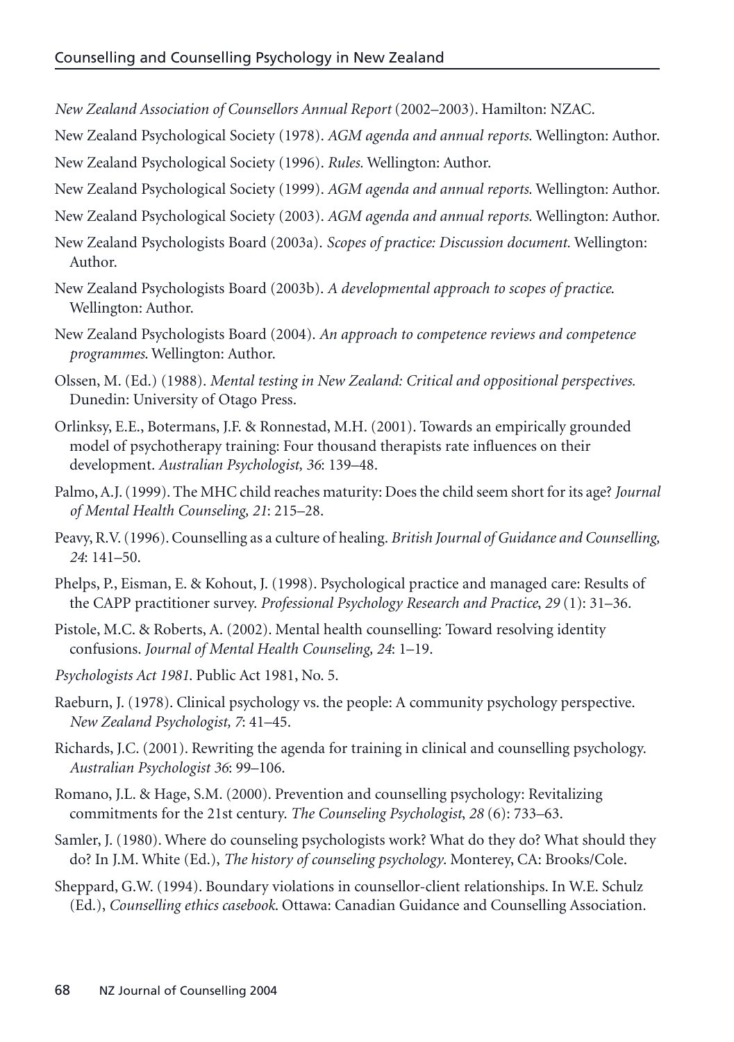*New Zealand Association of Counsellors Annual Report* (2002–2003). Hamilton: NZAC.

New Zealand Psychological Society (1978). *AGM agenda and annual reports.* Wellington: Author.

New Zealand Psychological Society (1996). *Rules.* Wellington: Author.

New Zealand Psychological Society (1999). *AGM agenda and annual reports.* Wellington: Author.

New Zealand Psychological Society (2003). *AGM agenda and annual reports.* Wellington: Author.

New Zealand Psychologists Board (2003a). *Scopes of practice: Discussion document.* Wellington: Author.

New Zealand Psychologists Board (2003b). *A developmental approach to scopes of practice.* Wellington: Author.

New Zealand Psychologists Board (2004). *An approach to competence reviews and competence programmes.* Wellington: Author.

Olssen, M. (Ed.) (1988). *Mental testing in New Zealand: Critical and oppositional perspectives.* Dunedin: University of Otago Press.

Orlinksy, E.E., Botermans, J.F. & Ronnestad, M.H. (2001). Towards an empirically grounded model of psychotherapy training: Four thousand therapists rate influences on their development. *Australian Psychologist, 36*: 139–48.

Palmo, A.J. (1999). The MHC child reaches maturity: Does the child seem short for its age? *Journal of Mental Health Counseling, 21*: 215–28.

Peavy, R.V. (1996). Counselling as a culture of healing. *British Journal of Guidance and Counselling, 24*: 141–50.

Phelps, P., Eisman, E. & Kohout, J. (1998). Psychological practice and managed care: Results of the CAPP practitioner survey. *Professional Psychology Research and Practice*, *29* (1): 31–36.

Pistole, M.C. & Roberts, A. (2002). Mental health counselling: Toward resolving identity confusions. *Journal of Mental Health Counseling, 24*: 1–19.

*Psychologists Act 1981.* Public Act 1981, No. 5.

Raeburn, J. (1978). Clinical psychology vs. the people: A community psychology perspective. *New Zealand Psychologist, 7*: 41–45.

Richards, J.C. (2001). Rewriting the agenda for training in clinical and counselling psychology. *Australian Psychologist 36*: 99–106.

Romano, J.L. & Hage, S.M. (2000). Prevention and counselling psychology: Revitalizing commitments for the 21st century. *The Counseling Psychologist*, *28* (6): 733–63.

Samler, J. (1980). Where do counseling psychologists work? What do they do? What should they do? In J.M. White (Ed.), *The history of counseling psychology*. Monterey, CA: Brooks/Cole.

Sheppard, G.W. (1994). Boundary violations in counsellor-client relationships. In W.E. Schulz (Ed.), *Counselling ethics casebook.* Ottawa: Canadian Guidance and Counselling Association.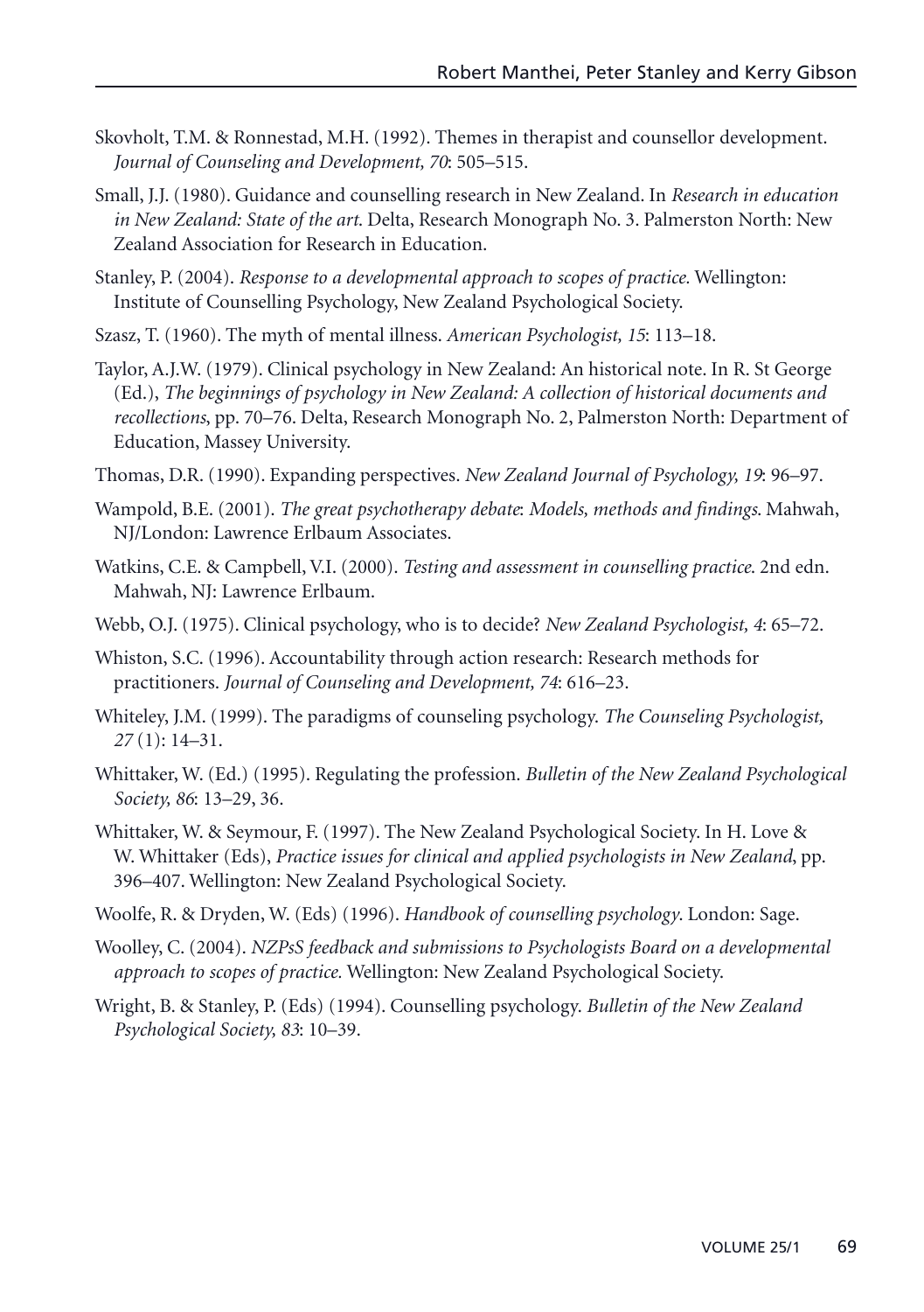Skovholt, T.M. & Ronnestad, M.H. (1992). Themes in therapist and counsellor development. *Journal of Counseling and Development, 70*: 505–515.

Small, J.J. (1980). Guidance and counselling research in New Zealand. In *Research in education in New Zealand: State of the art*. Delta, Research Monograph No. 3. Palmerston North: New Zealand Association for Research in Education.

Stanley, P. (2004). *Response to a developmental approach to scopes of practice*. Wellington: Institute of Counselling Psychology, New Zealand Psychological Society.

Szasz, T. (1960). The myth of mental illness. *American Psychologist, 15*: 113–18.

Taylor, A.J.W. (1979). Clinical psychology in New Zealand: An historical note. In R. St George (Ed.), *The beginnings of psychology in New Zealand: A collection of historical documents and recollections*, pp. 70–76. Delta, Research Monograph No. 2, Palmerston North: Department of Education, Massey University.

Thomas, D.R. (1990). Expanding perspectives. *New Zealand Journal of Psychology, 19*: 96–97.

Wampold, B.E. (2001). *The great psychotherapy debate*: *Models, methods and findings*. Mahwah, NJ/London: Lawrence Erlbaum Associates.

Watkins, C.E. & Campbell, V.I. (2000). *Testing and assessment in counselling practice*. 2nd edn. Mahwah, NJ: Lawrence Erlbaum.

Webb, O.J. (1975). Clinical psychology, who is to decide? *New Zealand Psychologist, 4*: 65–72.

Whiston, S.C. (1996). Accountability through action research: Research methods for practitioners. *Journal of Counseling and Development, 74*: 616–23.

Whiteley, J.M. (1999). The paradigms of counseling psychology. *The Counseling Psychologist, 27* (1): 14–31.

Whittaker, W. (Ed.) (1995). Regulating the profession. *Bulletin of the New Zealand Psychological Society, 86*: 13–29, 36.

Whittaker, W. & Seymour, F. (1997). The New Zealand Psychological Society. In H. Love & W. Whittaker (Eds), *Practice issues for clinical and applied psychologists in New Zealand*, pp. 396–407. Wellington: New Zealand Psychological Society.

Woolfe, R. & Dryden, W. (Eds) (1996). *Handbook of counselling psychology*. London: Sage.

Woolley, C. (2004). *NZPsS feedback and submissions to Psychologists Board on a developmental approach to scopes of practice*. Wellington: New Zealand Psychological Society.

Wright, B. & Stanley, P. (Eds) (1994). Counselling psychology. *Bulletin of the New Zealand Psychological Society, 83*: 10–39.